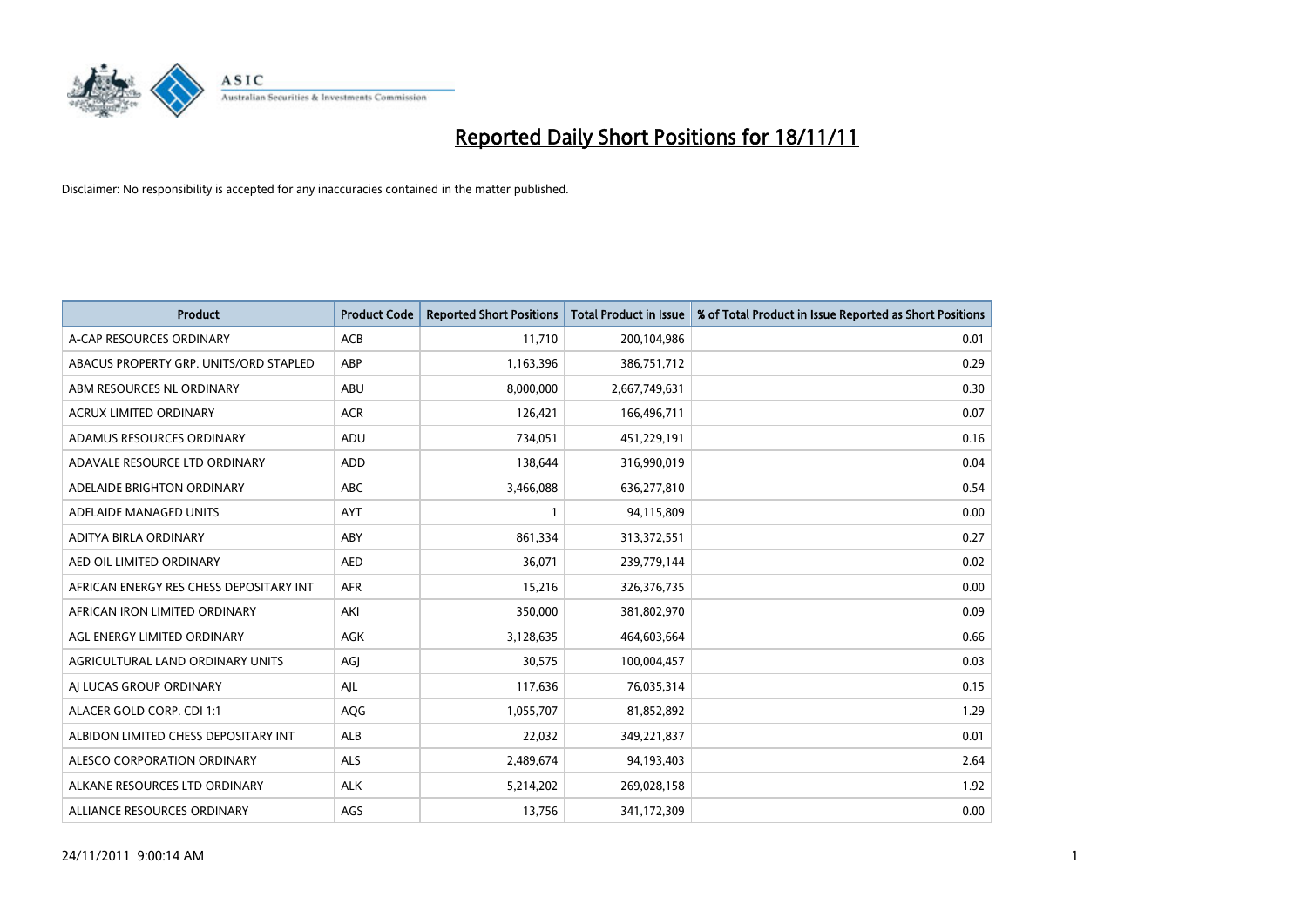# Reported Daily Short Positions for 18/11/11

Disclaimer: No responsibility is accepted for any inaccuracies contained in the matter published.

| Product | Product Code | Reported Short Positions | Total Product in Issue | % of Total Product in Issue Reported as Short Positions |
|---|---|---|---|---|
| A-CAP RESOURCES ORDINARY | ACB | 11,710 | 200,104,986 | 0.01 |
| ABACUS PROPERTY GRP. UNITS/ORD STAPLED | ABP | 1,163,396 | 386,751,712 | 0.29 |
| ABM RESOURCES NL ORDINARY | ABU | 8,000,000 | 2,667,749,631 | 0.30 |
| ACRUX LIMITED ORDINARY | ACR | 126,421 | 166,496,711 | 0.07 |
| ADAMUS RESOURCES ORDINARY | ADU | 734,051 | 451,229,191 | 0.16 |
| ADAVALE RESOURCE LTD ORDINARY | ADD | 138,644 | 316,990,019 | 0.04 |
| ADELAIDE BRIGHTON ORDINARY | ABC | 3,466,088 | 636,277,810 | 0.54 |
| ADELAIDE MANAGED UNITS | AYT | 1 | 94,115,809 | 0.00 |
| ADITYA BIRLA ORDINARY | ABY | 861,334 | 313,372,551 | 0.27 |
| AED OIL LIMITED ORDINARY | AED | 36,071 | 239,779,144 | 0.02 |
| AFRICAN ENERGY RES CHESS DEPOSITARY INT | AFR | 15,216 | 326,376,735 | 0.00 |
| AFRICAN IRON LIMITED ORDINARY | AKI | 350,000 | 381,802,970 | 0.09 |
| AGL ENERGY LIMITED ORDINARY | AGK | 3,128,635 | 464,603,664 | 0.66 |
| AGRICULTURAL LAND ORDINARY UNITS | AGJ | 30,575 | 100,004,457 | 0.03 |
| AJ LUCAS GROUP ORDINARY | AJL | 117,636 | 76,035,314 | 0.15 |
| ALACER GOLD CORP. CDI 1:1 | AQG | 1,055,707 | 81,852,892 | 1.29 |
| ALBIDON LIMITED CHESS DEPOSITARY INT | ALB | 22,032 | 349,221,837 | 0.01 |
| ALESCO CORPORATION ORDINARY | ALS | 2,489,674 | 94,193,403 | 2.64 |
| ALKANE RESOURCES LTD ORDINARY | ALK | 5,214,202 | 269,028,158 | 1.92 |
| ALLIANCE RESOURCES ORDINARY | AGS | 13,756 | 341,172,309 | 0.00 |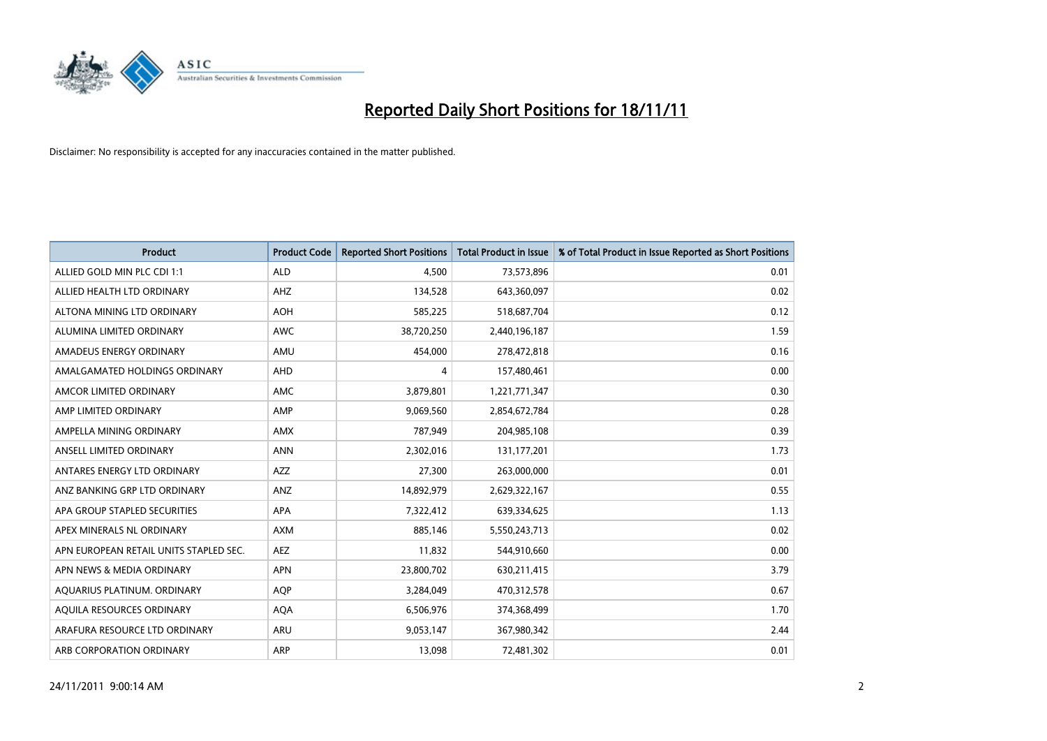# Reported Daily Short Positions for 18/11/11

Disclaimer: No responsibility is accepted for any inaccuracies contained in the matter published.

| Product | Product Code | Reported Short Positions | Total Product in Issue | % of Total Product in Issue Reported as Short Positions |
|---|---|---|---|---|
| ALLIED GOLD MIN PLC CDI 1:1 | ALD | 4,500 | 73,573,896 | 0.01 |
| ALLIED HEALTH LTD ORDINARY | AHZ | 134,528 | 643,360,097 | 0.02 |
| ALTONA MINING LTD ORDINARY | AOH | 585,225 | 518,687,704 | 0.12 |
| ALUMINA LIMITED ORDINARY | AWC | 38,720,250 | 2,440,196,187 | 1.59 |
| AMADEUS ENERGY ORDINARY | AMU | 454,000 | 278,472,818 | 0.16 |
| AMALGAMATED HOLDINGS ORDINARY | AHD | 4 | 157,480,461 | 0.00 |
| AMCOR LIMITED ORDINARY | AMC | 3,879,801 | 1,221,771,347 | 0.30 |
| AMP LIMITED ORDINARY | AMP | 9,069,560 | 2,854,672,784 | 0.28 |
| AMPELLA MINING ORDINARY | AMX | 787,949 | 204,985,108 | 0.39 |
| ANSELL LIMITED ORDINARY | ANN | 2,302,016 | 131,177,201 | 1.73 |
| ANTARES ENERGY LTD ORDINARY | AZZ | 27,300 | 263,000,000 | 0.01 |
| ANZ BANKING GRP LTD ORDINARY | ANZ | 14,892,979 | 2,629,322,167 | 0.55 |
| APA GROUP STAPLED SECURITIES | APA | 7,322,412 | 639,334,625 | 1.13 |
| APEX MINERALS NL ORDINARY | AXM | 885,146 | 5,550,243,713 | 0.02 |
| APN EUROPEAN RETAIL UNITS STAPLED SEC. | AEZ | 11,832 | 544,910,660 | 0.00 |
| APN NEWS & MEDIA ORDINARY | APN | 23,800,702 | 630,211,415 | 3.79 |
| AQUARIUS PLATINUM. ORDINARY | AQP | 3,284,049 | 470,312,578 | 0.67 |
| AQUILA RESOURCES ORDINARY | AQA | 6,506,976 | 374,368,499 | 1.70 |
| ARAFURA RESOURCE LTD ORDINARY | ARU | 9,053,147 | 367,980,342 | 2.44 |
| ARB CORPORATION ORDINARY | ARP | 13,098 | 72,481,302 | 0.01 |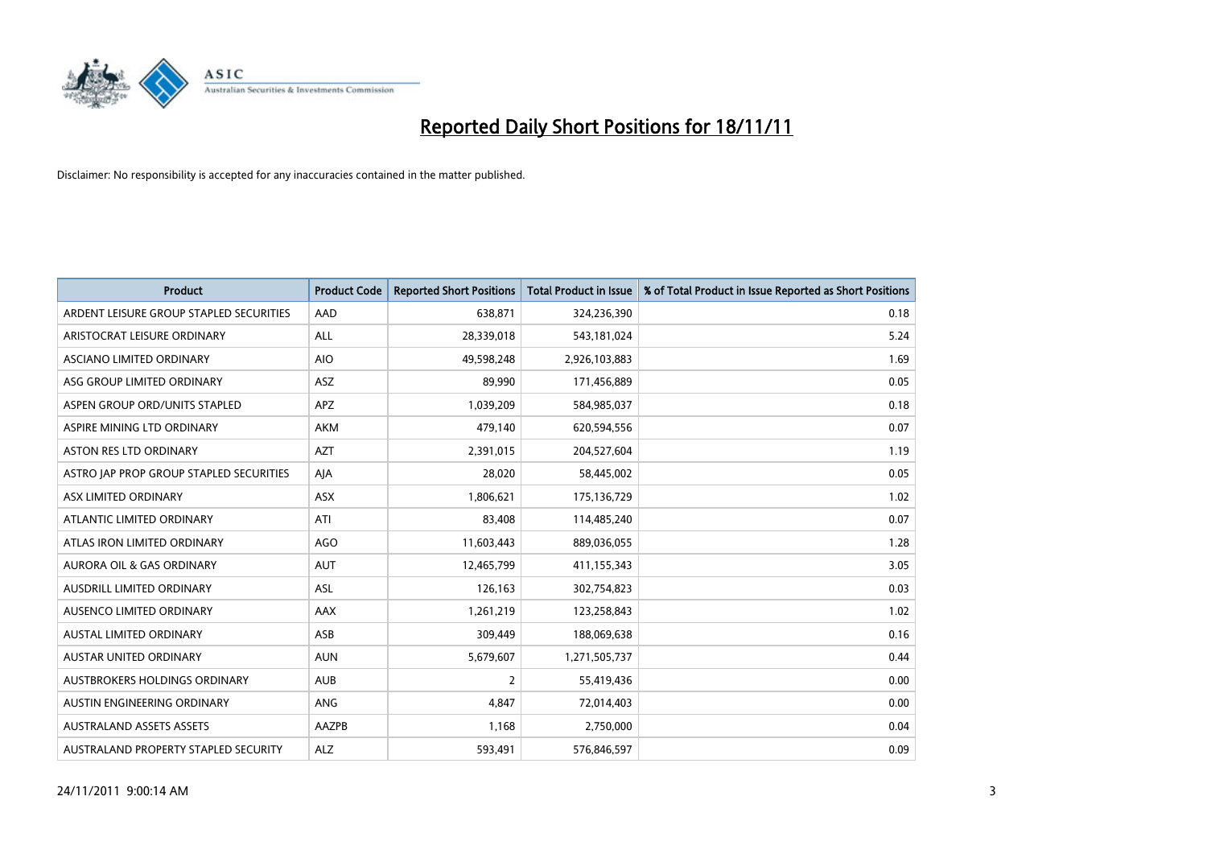# Reported Daily Short Positions for 18/11/11

Disclaimer: No responsibility is accepted for any inaccuracies contained in the matter published.

| Product | Product Code | Reported Short Positions | Total Product in Issue | % of Total Product in Issue Reported as Short Positions |
|---|---|---|---|---|
| ARDENT LEISURE GROUP STAPLED SECURITIES | AAD | 638,871 | 324,236,390 | 0.18 |
| ARISTOCRAT LEISURE ORDINARY | ALL | 28,339,018 | 543,181,024 | 5.24 |
| ASCIANO LIMITED ORDINARY | AIO | 49,598,248 | 2,926,103,883 | 1.69 |
| ASG GROUP LIMITED ORDINARY | ASZ | 89,990 | 171,456,889 | 0.05 |
| ASPEN GROUP ORD/UNITS STAPLED | APZ | 1,039,209 | 584,985,037 | 0.18 |
| ASPIRE MINING LTD ORDINARY | AKM | 479,140 | 620,594,556 | 0.07 |
| ASTON RES LTD ORDINARY | AZT | 2,391,015 | 204,527,604 | 1.19 |
| ASTRO JAP PROP GROUP STAPLED SECURITIES | AJA | 28,020 | 58,445,002 | 0.05 |
| ASX LIMITED ORDINARY | ASX | 1,806,621 | 175,136,729 | 1.02 |
| ATLANTIC LIMITED ORDINARY | ATI | 83,408 | 114,485,240 | 0.07 |
| ATLAS IRON LIMITED ORDINARY | AGO | 11,603,443 | 889,036,055 | 1.28 |
| AURORA OIL & GAS ORDINARY | AUT | 12,465,799 | 411,155,343 | 3.05 |
| AUSDRILL LIMITED ORDINARY | ASL | 126,163 | 302,754,823 | 0.03 |
| AUSENCO LIMITED ORDINARY | AAX | 1,261,219 | 123,258,843 | 1.02 |
| AUSTAL LIMITED ORDINARY | ASB | 309,449 | 188,069,638 | 0.16 |
| AUSTAR UNITED ORDINARY | AUN | 5,679,607 | 1,271,505,737 | 0.44 |
| AUSTBROKERS HOLDINGS ORDINARY | AUB | 2 | 55,419,436 | 0.00 |
| AUSTIN ENGINEERING ORDINARY | ANG | 4,847 | 72,014,403 | 0.00 |
| AUSTRALAND ASSETS ASSETS | AAZPB | 1,168 | 2,750,000 | 0.04 |
| AUSTRALAND PROPERTY STAPLED SECURITY | ALZ | 593,491 | 576,846,597 | 0.09 |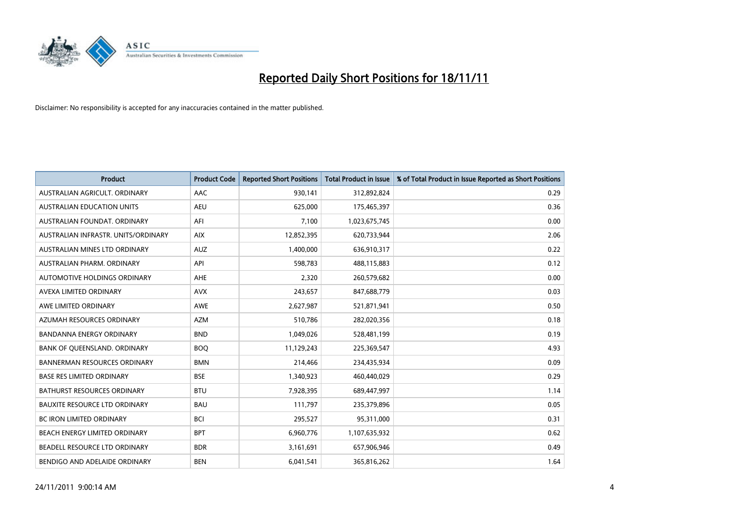# Reported Daily Short Positions for 18/11/11

Disclaimer: No responsibility is accepted for any inaccuracies contained in the matter published.

| Product | Product Code | Reported Short Positions | Total Product in Issue | % of Total Product in Issue Reported as Short Positions |
|---|---|---|---|---|
| AUSTRALIAN AGRICULT. ORDINARY | AAC | 930,141 | 312,892,824 | 0.29 |
| AUSTRALIAN EDUCATION UNITS | AEU | 625,000 | 175,465,397 | 0.36 |
| AUSTRALIAN FOUNDAT. ORDINARY | AFI | 7,100 | 1,023,675,745 | 0.00 |
| AUSTRALIAN INFRASTR. UNITS/ORDINARY | AIX | 12,852,395 | 620,733,944 | 2.06 |
| AUSTRALIAN MINES LTD ORDINARY | AUZ | 1,400,000 | 636,910,317 | 0.22 |
| AUSTRALIAN PHARM. ORDINARY | API | 598,783 | 488,115,883 | 0.12 |
| AUTOMOTIVE HOLDINGS ORDINARY | AHE | 2,320 | 260,579,682 | 0.00 |
| AVEXA LIMITED ORDINARY | AVX | 243,657 | 847,688,779 | 0.03 |
| AWE LIMITED ORDINARY | AWE | 2,627,987 | 521,871,941 | 0.50 |
| AZUMAH RESOURCES ORDINARY | AZM | 510,786 | 282,020,356 | 0.18 |
| BANDANNA ENERGY ORDINARY | BND | 1,049,026 | 528,481,199 | 0.19 |
| BANK OF QUEENSLAND. ORDINARY | BOQ | 11,129,243 | 225,369,547 | 4.93 |
| BANNERMAN RESOURCES ORDINARY | BMN | 214,466 | 234,435,934 | 0.09 |
| BASE RES LIMITED ORDINARY | BSE | 1,340,923 | 460,440,029 | 0.29 |
| BATHURST RESOURCES ORDINARY | BTU | 7,928,395 | 689,447,997 | 1.14 |
| BAUXITE RESOURCE LTD ORDINARY | BAU | 111,797 | 235,379,896 | 0.05 |
| BC IRON LIMITED ORDINARY | BCI | 295,527 | 95,311,000 | 0.31 |
| BEACH ENERGY LIMITED ORDINARY | BPT | 6,960,776 | 1,107,635,932 | 0.62 |
| BEADELL RESOURCE LTD ORDINARY | BDR | 3,161,691 | 657,906,946 | 0.49 |
| BENDIGO AND ADELAIDE ORDINARY | BEN | 6,041,541 | 365,816,262 | 1.64 |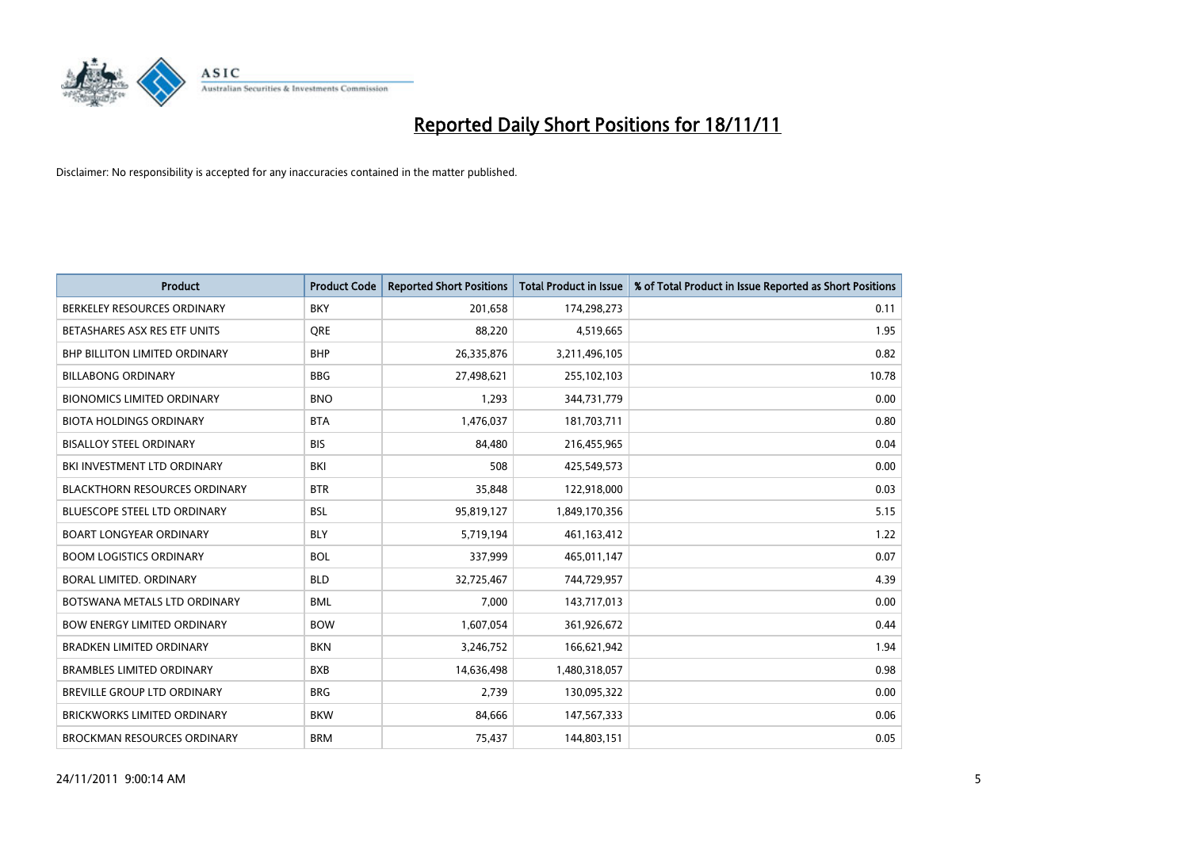# Reported Daily Short Positions for 18/11/11

Disclaimer: No responsibility is accepted for any inaccuracies contained in the matter published.

| Product | Product Code | Reported Short Positions | Total Product in Issue | % of Total Product in Issue Reported as Short Positions |
|---|---|---|---|---|
| BERKELEY RESOURCES ORDINARY | BKY | 201,658 | 174,298,273 | 0.11 |
| BETASHARES ASX RES ETF UNITS | QRE | 88,220 | 4,519,665 | 1.95 |
| BHP BILLITON LIMITED ORDINARY | BHP | 26,335,876 | 3,211,496,105 | 0.82 |
| BILLABONG ORDINARY | BBG | 27,498,621 | 255,102,103 | 10.78 |
| BIONOMICS LIMITED ORDINARY | BNO | 1,293 | 344,731,779 | 0.00 |
| BIOTA HOLDINGS ORDINARY | BTA | 1,476,037 | 181,703,711 | 0.80 |
| BISALLOY STEEL ORDINARY | BIS | 84,480 | 216,455,965 | 0.04 |
| BKI INVESTMENT LTD ORDINARY | BKI | 508 | 425,549,573 | 0.00 |
| BLACKTHORN RESOURCES ORDINARY | BTR | 35,848 | 122,918,000 | 0.03 |
| BLUESCOPE STEEL LTD ORDINARY | BSL | 95,819,127 | 1,849,170,356 | 5.15 |
| BOART LONGYEAR ORDINARY | BLY | 5,719,194 | 461,163,412 | 1.22 |
| BOOM LOGISTICS ORDINARY | BOL | 337,999 | 465,011,147 | 0.07 |
| BORAL LIMITED. ORDINARY | BLD | 32,725,467 | 744,729,957 | 4.39 |
| BOTSWANA METALS LTD ORDINARY | BML | 7,000 | 143,717,013 | 0.00 |
| BOW ENERGY LIMITED ORDINARY | BOW | 1,607,054 | 361,926,672 | 0.44 |
| BRADKEN LIMITED ORDINARY | BKN | 3,246,752 | 166,621,942 | 1.94 |
| BRAMBLES LIMITED ORDINARY | BXB | 14,636,498 | 1,480,318,057 | 0.98 |
| BREVILLE GROUP LTD ORDINARY | BRG | 2,739 | 130,095,322 | 0.00 |
| BRICKWORKS LIMITED ORDINARY | BKW | 84,666 | 147,567,333 | 0.06 |
| BROCKMAN RESOURCES ORDINARY | BRM | 75,437 | 144,803,151 | 0.05 |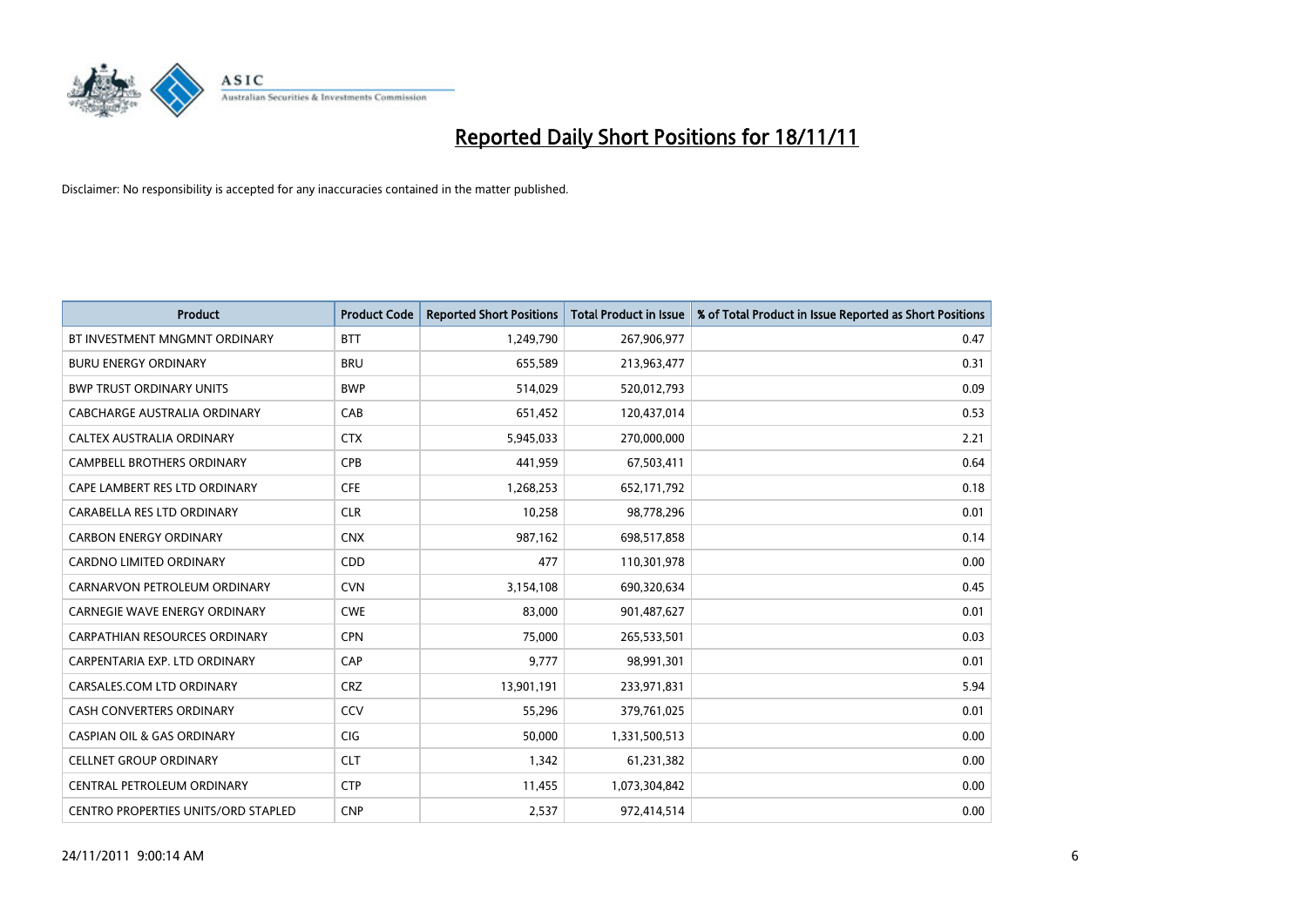# Reported Daily Short Positions for 18/11/11

Disclaimer: No responsibility is accepted for any inaccuracies contained in the matter published.

| Product | Product Code | Reported Short Positions | Total Product in Issue | % of Total Product in Issue Reported as Short Positions |
|---|---|---|---|---|
| BT INVESTMENT MNGMNT ORDINARY | BTT | 1,249,790 | 267,906,977 | 0.47 |
| BURU ENERGY ORDINARY | BRU | 655,589 | 213,963,477 | 0.31 |
| BWP TRUST ORDINARY UNITS | BWP | 514,029 | 520,012,793 | 0.09 |
| CABCHARGE AUSTRALIA ORDINARY | CAB | 651,452 | 120,437,014 | 0.53 |
| CALTEX AUSTRALIA ORDINARY | CTX | 5,945,033 | 270,000,000 | 2.21 |
| CAMPBELL BROTHERS ORDINARY | CPB | 441,959 | 67,503,411 | 0.64 |
| CAPE LAMBERT RES LTD ORDINARY | CFE | 1,268,253 | 652,171,792 | 0.18 |
| CARABELLA RES LTD ORDINARY | CLR | 10,258 | 98,778,296 | 0.01 |
| CARBON ENERGY ORDINARY | CNX | 987,162 | 698,517,858 | 0.14 |
| CARDNO LIMITED ORDINARY | CDD | 477 | 110,301,978 | 0.00 |
| CARNARVON PETROLEUM ORDINARY | CVN | 3,154,108 | 690,320,634 | 0.45 |
| CARNEGIE WAVE ENERGY ORDINARY | CWE | 83,000 | 901,487,627 | 0.01 |
| CARPATHIAN RESOURCES ORDINARY | CPN | 75,000 | 265,533,501 | 0.03 |
| CARPENTARIA EXP. LTD ORDINARY | CAP | 9,777 | 98,991,301 | 0.01 |
| CARSALES.COM LTD ORDINARY | CRZ | 13,901,191 | 233,971,831 | 5.94 |
| CASH CONVERTERS ORDINARY | CCV | 55,296 | 379,761,025 | 0.01 |
| CASPIAN OIL & GAS ORDINARY | CIG | 50,000 | 1,331,500,513 | 0.00 |
| CELLNET GROUP ORDINARY | CLT | 1,342 | 61,231,382 | 0.00 |
| CENTRAL PETROLEUM ORDINARY | CTP | 11,455 | 1,073,304,842 | 0.00 |
| CENTRO PROPERTIES UNITS/ORD STAPLED | CNP | 2,537 | 972,414,514 | 0.00 |

24/11/2011 9:00:14 AM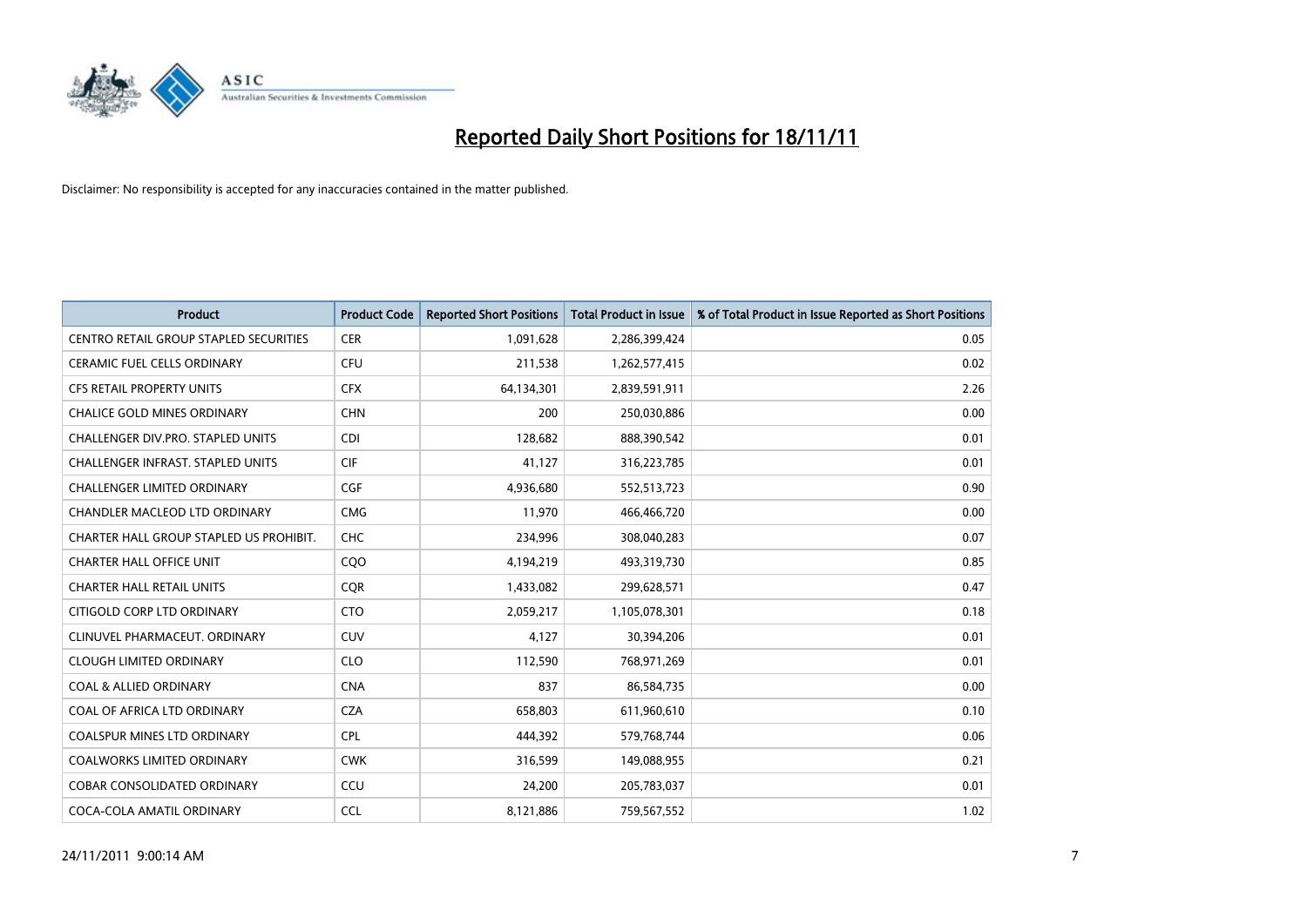# Reported Daily Short Positions for 18/11/11

Disclaimer: No responsibility is accepted for any inaccuracies contained in the matter published.

| Product | Product Code | Reported Short Positions | Total Product in Issue | % of Total Product in Issue Reported as Short Positions |
|---|---|---|---|---|
| CENTRO RETAIL GROUP STAPLED SECURITIES | CER | 1,091,628 | 2,286,399,424 | 0.05 |
| CERAMIC FUEL CELLS ORDINARY | CFU | 211,538 | 1,262,577,415 | 0.02 |
| CFS RETAIL PROPERTY UNITS | CFX | 64,134,301 | 2,839,591,911 | 2.26 |
| CHALICE GOLD MINES ORDINARY | CHN | 200 | 250,030,886 | 0.00 |
| CHALLENGER DIV.PRO. STAPLED UNITS | CDI | 128,682 | 888,390,542 | 0.01 |
| CHALLENGER INFRAST. STAPLED UNITS | CIF | 41,127 | 316,223,785 | 0.01 |
| CHALLENGER LIMITED ORDINARY | CGF | 4,936,680 | 552,513,723 | 0.90 |
| CHANDLER MACLEOD LTD ORDINARY | CMG | 11,970 | 466,466,720 | 0.00 |
| CHARTER HALL GROUP STAPLED US PROHIBIT. | CHC | 234,996 | 308,040,283 | 0.07 |
| CHARTER HALL OFFICE UNIT | CQO | 4,194,219 | 493,319,730 | 0.85 |
| CHARTER HALL RETAIL UNITS | CQR | 1,433,082 | 299,628,571 | 0.47 |
| CITIGOLD CORP LTD ORDINARY | CTO | 2,059,217 | 1,105,078,301 | 0.18 |
| CLINUVEL PHARMACEUT. ORDINARY | CUV | 4,127 | 30,394,206 | 0.01 |
| CLOUGH LIMITED ORDINARY | CLO | 112,590 | 768,971,269 | 0.01 |
| COAL & ALLIED ORDINARY | CNA | 837 | 86,584,735 | 0.00 |
| COAL OF AFRICA LTD ORDINARY | CZA | 658,803 | 611,960,610 | 0.10 |
| COALSPUR MINES LTD ORDINARY | CPL | 444,392 | 579,768,744 | 0.06 |
| COALWORKS LIMITED ORDINARY | CWK | 316,599 | 149,088,955 | 0.21 |
| COBAR CONSOLIDATED ORDINARY | CCU | 24,200 | 205,783,037 | 0.01 |
| COCA-COLA AMATIL ORDINARY | CCL | 8,121,886 | 759,567,552 | 1.02 |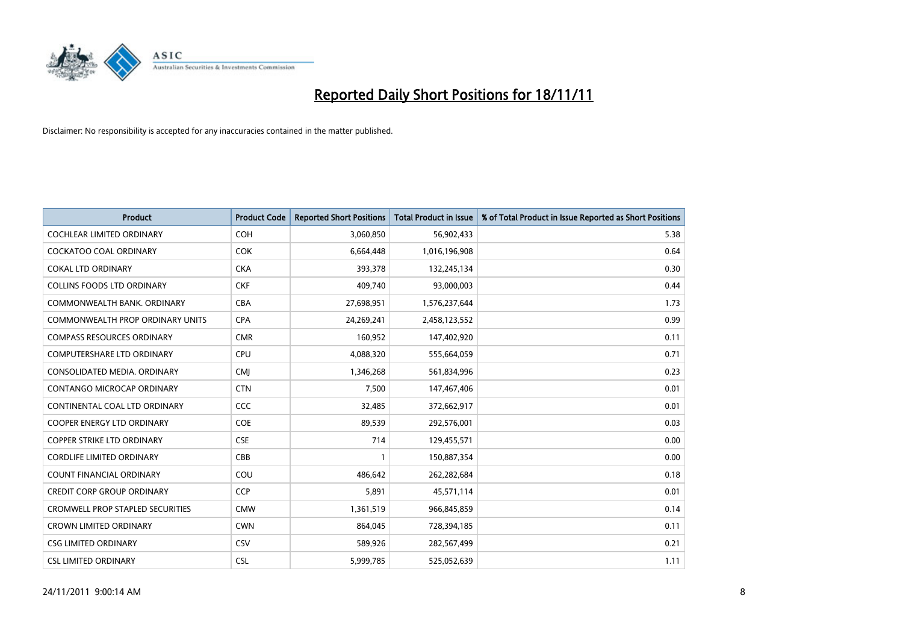# Reported Daily Short Positions for 18/11/11

Disclaimer: No responsibility is accepted for any inaccuracies contained in the matter published.

| Product | Product Code | Reported Short Positions | Total Product in Issue | % of Total Product in Issue Reported as Short Positions |
|---|---|---|---|---|
| COCHLEAR LIMITED ORDINARY | COH | 3,060,850 | 56,902,433 | 5.38 |
| COCKATOO COAL ORDINARY | COK | 6,664,448 | 1,016,196,908 | 0.64 |
| COKAL LTD ORDINARY | CKA | 393,378 | 132,245,134 | 0.30 |
| COLLINS FOODS LTD ORDINARY | CKF | 409,740 | 93,000,003 | 0.44 |
| COMMONWEALTH BANK. ORDINARY | CBA | 27,698,951 | 1,576,237,644 | 1.73 |
| COMMONWEALTH PROP ORDINARY UNITS | CPA | 24,269,241 | 2,458,123,552 | 0.99 |
| COMPASS RESOURCES ORDINARY | CMR | 160,952 | 147,402,920 | 0.11 |
| COMPUTERSHARE LTD ORDINARY | CPU | 4,088,320 | 555,664,059 | 0.71 |
| CONSOLIDATED MEDIA. ORDINARY | CMJ | 1,346,268 | 561,834,996 | 0.23 |
| CONTANGO MICROCAP ORDINARY | CTN | 7,500 | 147,467,406 | 0.01 |
| CONTINENTAL COAL LTD ORDINARY | CCC | 32,485 | 372,662,917 | 0.01 |
| COOPER ENERGY LTD ORDINARY | COE | 89,539 | 292,576,001 | 0.03 |
| COPPER STRIKE LTD ORDINARY | CSE | 714 | 129,455,571 | 0.00 |
| CORDLIFE LIMITED ORDINARY | CBB | 1 | 150,887,354 | 0.00 |
| COUNT FINANCIAL ORDINARY | COU | 486,642 | 262,282,684 | 0.18 |
| CREDIT CORP GROUP ORDINARY | CCP | 5,891 | 45,571,114 | 0.01 |
| CROMWELL PROP STAPLED SECURITIES | CMW | 1,361,519 | 966,845,859 | 0.14 |
| CROWN LIMITED ORDINARY | CWN | 864,045 | 728,394,185 | 0.11 |
| CSG LIMITED ORDINARY | CSV | 589,926 | 282,567,499 | 0.21 |
| CSL LIMITED ORDINARY | CSL | 5,999,785 | 525,052,639 | 1.11 |

24/11/2011 9:00:14 AM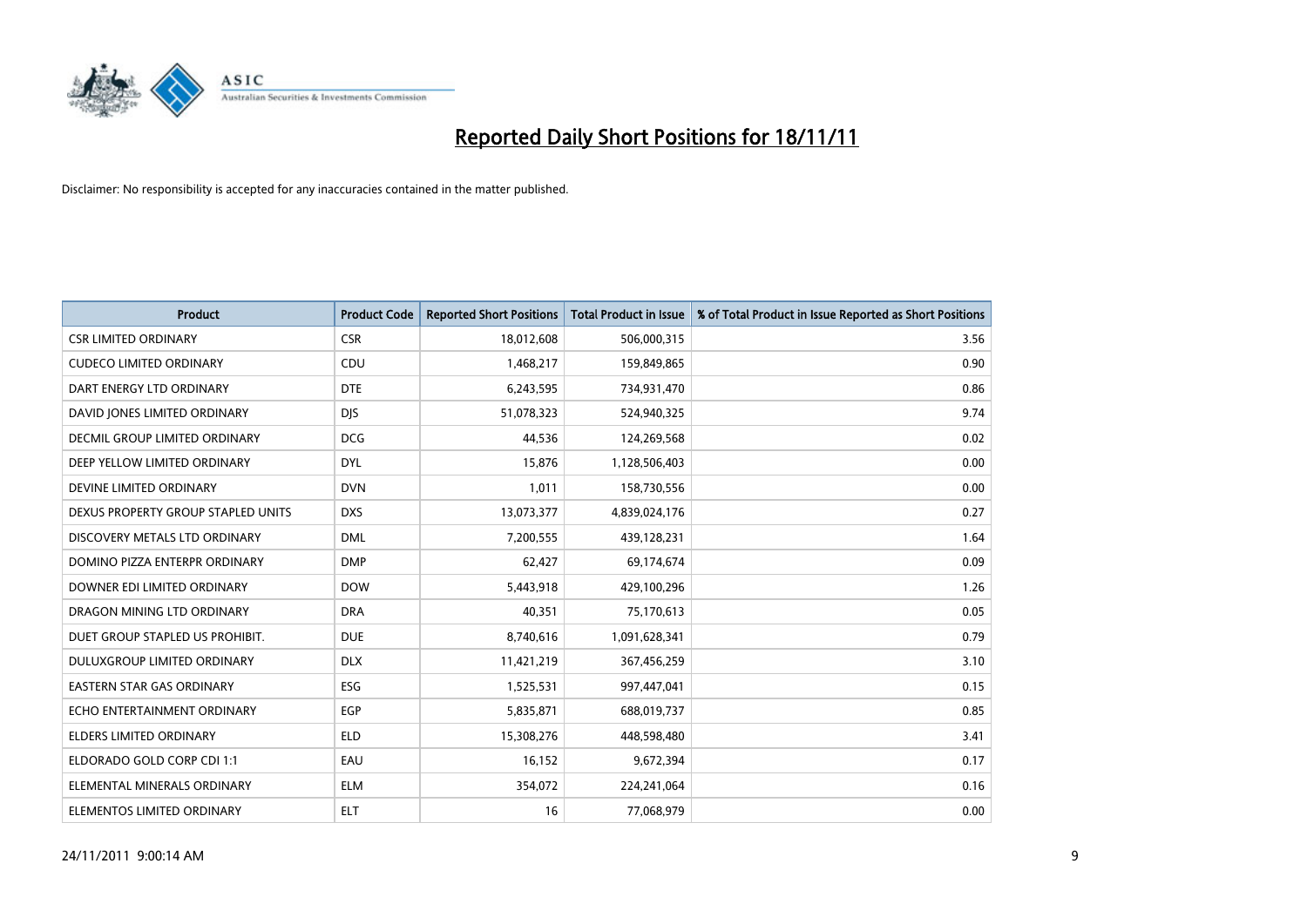# Reported Daily Short Positions for 18/11/11

Disclaimer: No responsibility is accepted for any inaccuracies contained in the matter published.

| Product | Product Code | Reported Short Positions | Total Product in Issue | % of Total Product in Issue Reported as Short Positions |
|---|---|---|---|---|
| CSR LIMITED ORDINARY | CSR | 18,012,608 | 506,000,315 | 3.56 |
| CUDECO LIMITED ORDINARY | CDU | 1,468,217 | 159,849,865 | 0.90 |
| DART ENERGY LTD ORDINARY | DTE | 6,243,595 | 734,931,470 | 0.86 |
| DAVID JONES LIMITED ORDINARY | DJS | 51,078,323 | 524,940,325 | 9.74 |
| DECMIL GROUP LIMITED ORDINARY | DCG | 44,536 | 124,269,568 | 0.02 |
| DEEP YELLOW LIMITED ORDINARY | DYL | 15,876 | 1,128,506,403 | 0.00 |
| DEVINE LIMITED ORDINARY | DVN | 1,011 | 158,730,556 | 0.00 |
| DEXUS PROPERTY GROUP STAPLED UNITS | DXS | 13,073,377 | 4,839,024,176 | 0.27 |
| DISCOVERY METALS LTD ORDINARY | DML | 7,200,555 | 439,128,231 | 1.64 |
| DOMINO PIZZA ENTERPR ORDINARY | DMP | 62,427 | 69,174,674 | 0.09 |
| DOWNER EDI LIMITED ORDINARY | DOW | 5,443,918 | 429,100,296 | 1.26 |
| DRAGON MINING LTD ORDINARY | DRA | 40,351 | 75,170,613 | 0.05 |
| DUET GROUP STAPLED US PROHIBIT. | DUE | 8,740,616 | 1,091,628,341 | 0.79 |
| DULUXGROUP LIMITED ORDINARY | DLX | 11,421,219 | 367,456,259 | 3.10 |
| EASTERN STAR GAS ORDINARY | ESG | 1,525,531 | 997,447,041 | 0.15 |
| ECHO ENTERTAINMENT ORDINARY | EGP | 5,835,871 | 688,019,737 | 0.85 |
| ELDERS LIMITED ORDINARY | ELD | 15,308,276 | 448,598,480 | 3.41 |
| ELDORADO GOLD CORP CDI 1:1 | EAU | 16,152 | 9,672,394 | 0.17 |
| ELEMENTAL MINERALS ORDINARY | ELM | 354,072 | 224,241,064 | 0.16 |
| ELEMENTOS LIMITED ORDINARY | ELT | 16 | 77,068,979 | 0.00 |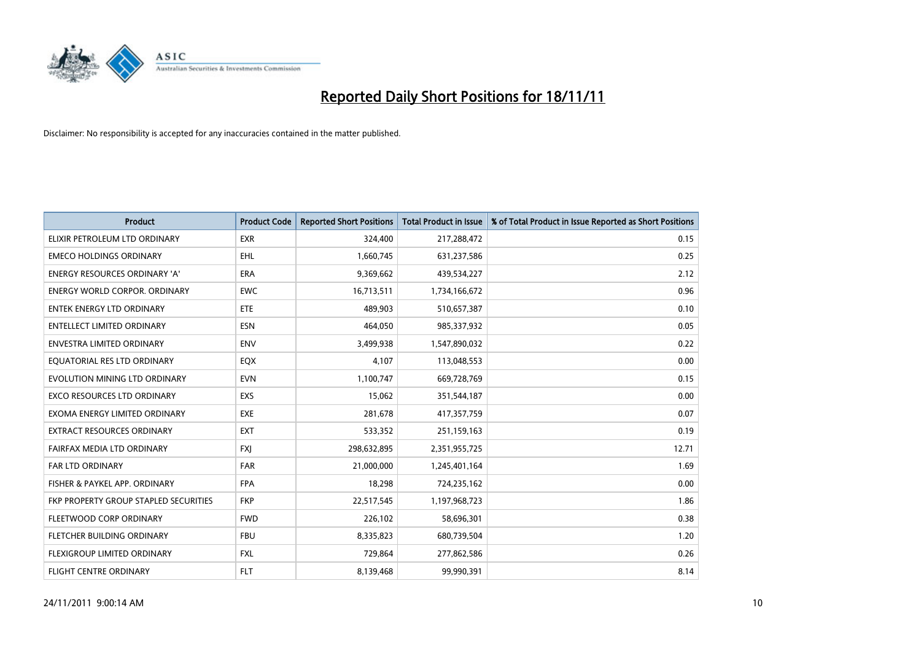# Reported Daily Short Positions for 18/11/11

Disclaimer: No responsibility is accepted for any inaccuracies contained in the matter published.

| Product | Product Code | Reported Short Positions | Total Product in Issue | % of Total Product in Issue Reported as Short Positions |
|---|---|---|---|---|
| ELIXIR PETROLEUM LTD ORDINARY | EXR | 324,400 | 217,288,472 | 0.15 |
| EMECO HOLDINGS ORDINARY | EHL | 1,660,745 | 631,237,586 | 0.25 |
| ENERGY RESOURCES ORDINARY 'A' | ERA | 9,369,662 | 439,534,227 | 2.12 |
| ENERGY WORLD CORPOR. ORDINARY | EWC | 16,713,511 | 1,734,166,672 | 0.96 |
| ENTEK ENERGY LTD ORDINARY | ETE | 489,903 | 510,657,387 | 0.10 |
| ENTELLECT LIMITED ORDINARY | ESN | 464,050 | 985,337,932 | 0.05 |
| ENVESTRA LIMITED ORDINARY | ENV | 3,499,938 | 1,547,890,032 | 0.22 |
| EQUATORIAL RES LTD ORDINARY | EQX | 4,107 | 113,048,553 | 0.00 |
| EVOLUTION MINING LTD ORDINARY | EVN | 1,100,747 | 669,728,769 | 0.15 |
| EXCO RESOURCES LTD ORDINARY | EXS | 15,062 | 351,544,187 | 0.00 |
| EXOMA ENERGY LIMITED ORDINARY | EXE | 281,678 | 417,357,759 | 0.07 |
| EXTRACT RESOURCES ORDINARY | EXT | 533,352 | 251,159,163 | 0.19 |
| FAIRFAX MEDIA LTD ORDINARY | FXJ | 298,632,895 | 2,351,955,725 | 12.71 |
| FAR LTD ORDINARY | FAR | 21,000,000 | 1,245,401,164 | 1.69 |
| FISHER & PAYKEL APP. ORDINARY | FPA | 18,298 | 724,235,162 | 0.00 |
| FKP PROPERTY GROUP STAPLED SECURITIES | FKP | 22,517,545 | 1,197,968,723 | 1.86 |
| FLEETWOOD CORP ORDINARY | FWD | 226,102 | 58,696,301 | 0.38 |
| FLETCHER BUILDING ORDINARY | FBU | 8,335,823 | 680,739,504 | 1.20 |
| FLEXIGROUP LIMITED ORDINARY | FXL | 729,864 | 277,862,586 | 0.26 |
| FLIGHT CENTRE ORDINARY | FLT | 8,139,468 | 99,990,391 | 8.14 |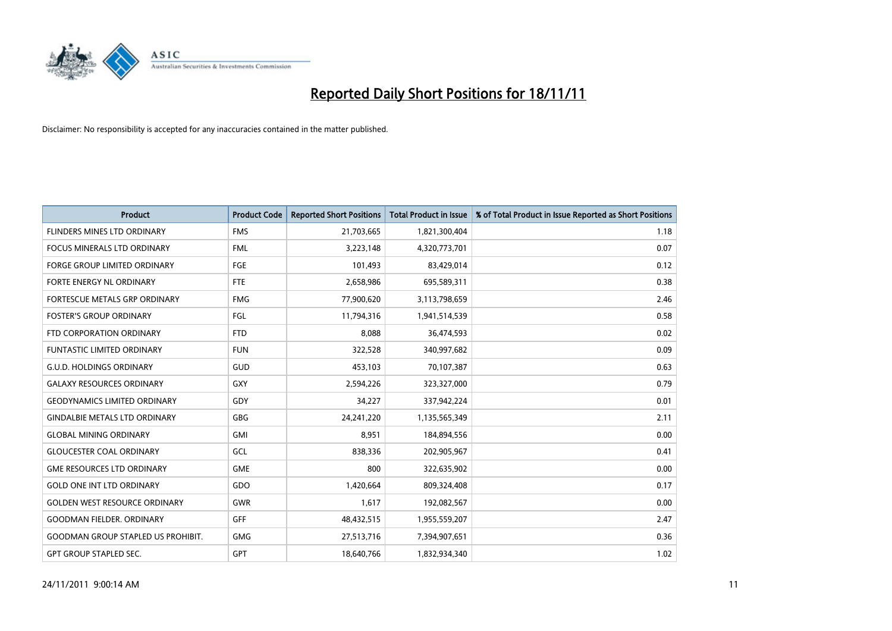# Reported Daily Short Positions for 18/11/11

Disclaimer: No responsibility is accepted for any inaccuracies contained in the matter published.

| Product | Product Code | Reported Short Positions | Total Product in Issue | % of Total Product in Issue Reported as Short Positions |
|---|---|---|---|---|
| FLINDERS MINES LTD ORDINARY | FMS | 21,703,665 | 1,821,300,404 | 1.18 |
| FOCUS MINERALS LTD ORDINARY | FML | 3,223,148 | 4,320,773,701 | 0.07 |
| FORGE GROUP LIMITED ORDINARY | FGE | 101,493 | 83,429,014 | 0.12 |
| FORTE ENERGY NL ORDINARY | FTE | 2,658,986 | 695,589,311 | 0.38 |
| FORTESCUE METALS GRP ORDINARY | FMG | 77,900,620 | 3,113,798,659 | 2.46 |
| FOSTER'S GROUP ORDINARY | FGL | 11,794,316 | 1,941,514,539 | 0.58 |
| FTD CORPORATION ORDINARY | FTD | 8,088 | 36,474,593 | 0.02 |
| FUNTASTIC LIMITED ORDINARY | FUN | 322,528 | 340,997,682 | 0.09 |
| G.U.D. HOLDINGS ORDINARY | GUD | 453,103 | 70,107,387 | 0.63 |
| GALAXY RESOURCES ORDINARY | GXY | 2,594,226 | 323,327,000 | 0.79 |
| GEODYNAMICS LIMITED ORDINARY | GDY | 34,227 | 337,942,224 | 0.01 |
| GINDALBIE METALS LTD ORDINARY | GBG | 24,241,220 | 1,135,565,349 | 2.11 |
| GLOBAL MINING ORDINARY | GMI | 8,951 | 184,894,556 | 0.00 |
| GLOUCESTER COAL ORDINARY | GCL | 838,336 | 202,905,967 | 0.41 |
| GME RESOURCES LTD ORDINARY | GME | 800 | 322,635,902 | 0.00 |
| GOLD ONE INT LTD ORDINARY | GDO | 1,420,664 | 809,324,408 | 0.17 |
| GOLDEN WEST RESOURCE ORDINARY | GWR | 1,617 | 192,082,567 | 0.00 |
| GOODMAN FIELDER. ORDINARY | GFF | 48,432,515 | 1,955,559,207 | 2.47 |
| GOODMAN GROUP STAPLED US PROHIBIT. | GMG | 27,513,716 | 7,394,907,651 | 0.36 |
| GPT GROUP STAPLED SEC. | GPT | 18,640,766 | 1,832,934,340 | 1.02 |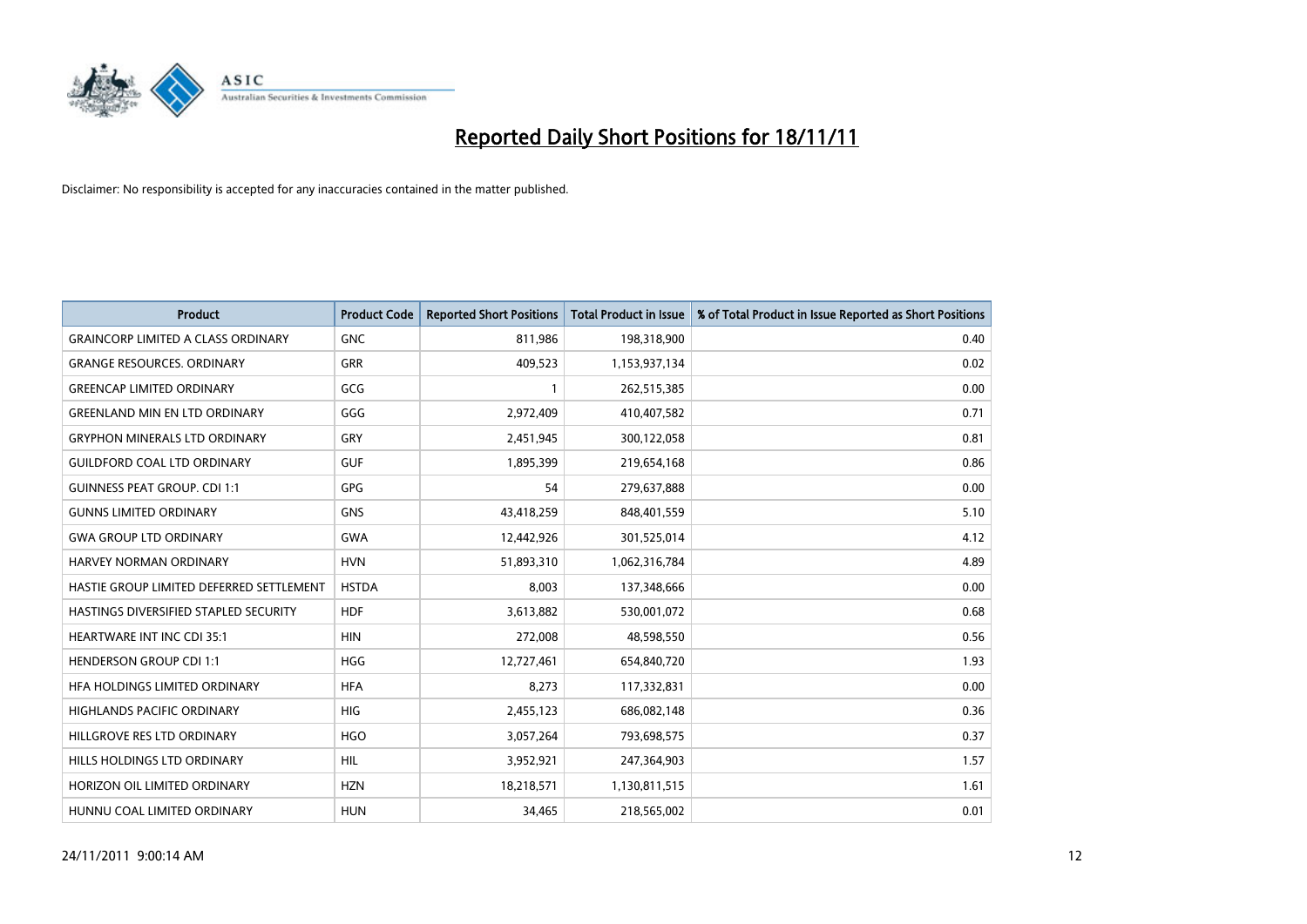# Reported Daily Short Positions for 18/11/11

Disclaimer: No responsibility is accepted for any inaccuracies contained in the matter published.

| Product | Product Code | Reported Short Positions | Total Product in Issue | % of Total Product in Issue Reported as Short Positions |
|---|---|---|---|---|
| GRAINCORP LIMITED A CLASS ORDINARY | GNC | 811,986 | 198,318,900 | 0.40 |
| GRANGE RESOURCES. ORDINARY | GRR | 409,523 | 1,153,937,134 | 0.02 |
| GREENCAP LIMITED ORDINARY | GCG | 1 | 262,515,385 | 0.00 |
| GREENLAND MIN EN LTD ORDINARY | GGG | 2,972,409 | 410,407,582 | 0.71 |
| GRYPHON MINERALS LTD ORDINARY | GRY | 2,451,945 | 300,122,058 | 0.81 |
| GUILDFORD COAL LTD ORDINARY | GUF | 1,895,399 | 219,654,168 | 0.86 |
| GUINNESS PEAT GROUP. CDI 1:1 | GPG | 54 | 279,637,888 | 0.00 |
| GUNNS LIMITED ORDINARY | GNS | 43,418,259 | 848,401,559 | 5.10 |
| GWA GROUP LTD ORDINARY | GWA | 12,442,926 | 301,525,014 | 4.12 |
| HARVEY NORMAN ORDINARY | HVN | 51,893,310 | 1,062,316,784 | 4.89 |
| HASTIE GROUP LIMITED DEFERRED SETTLEMENT | HSTDA | 8,003 | 137,348,666 | 0.00 |
| HASTINGS DIVERSIFIED STAPLED SECURITY | HDF | 3,613,882 | 530,001,072 | 0.68 |
| HEARTWARE INT INC CDI 35:1 | HIN | 272,008 | 48,598,550 | 0.56 |
| HENDERSON GROUP CDI 1:1 | HGG | 12,727,461 | 654,840,720 | 1.93 |
| HFA HOLDINGS LIMITED ORDINARY | HFA | 8,273 | 117,332,831 | 0.00 |
| HIGHLANDS PACIFIC ORDINARY | HIG | 2,455,123 | 686,082,148 | 0.36 |
| HILLGROVE RES LTD ORDINARY | HGO | 3,057,264 | 793,698,575 | 0.37 |
| HILLS HOLDINGS LTD ORDINARY | HIL | 3,952,921 | 247,364,903 | 1.57 |
| HORIZON OIL LIMITED ORDINARY | HZN | 18,218,571 | 1,130,811,515 | 1.61 |
| HUNNU COAL LIMITED ORDINARY | HUN | 34,465 | 218,565,002 | 0.01 |

24/11/2011 9:00:14 AM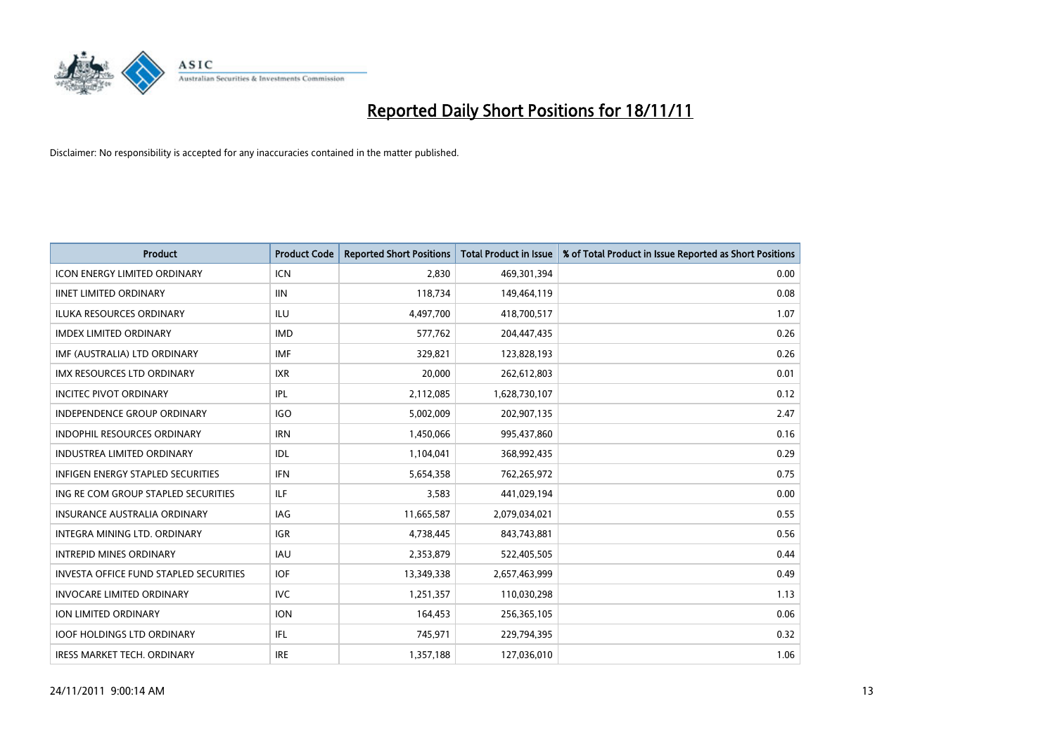# Reported Daily Short Positions for 18/11/11

Disclaimer: No responsibility is accepted for any inaccuracies contained in the matter published.

| Product | Product Code | Reported Short Positions | Total Product in Issue | % of Total Product in Issue Reported as Short Positions |
|---|---|---|---|---|
| ICON ENERGY LIMITED ORDINARY | ICN | 2,830 | 469,301,394 | 0.00 |
| IINET LIMITED ORDINARY | IIN | 118,734 | 149,464,119 | 0.08 |
| ILUKA RESOURCES ORDINARY | ILU | 4,497,700 | 418,700,517 | 1.07 |
| IMDEX LIMITED ORDINARY | IMD | 577,762 | 204,447,435 | 0.26 |
| IMF (AUSTRALIA) LTD ORDINARY | IMF | 329,821 | 123,828,193 | 0.26 |
| IMX RESOURCES LTD ORDINARY | IXR | 20,000 | 262,612,803 | 0.01 |
| INCITEC PIVOT ORDINARY | IPL | 2,112,085 | 1,628,730,107 | 0.12 |
| INDEPENDENCE GROUP ORDINARY | IGO | 5,002,009 | 202,907,135 | 2.47 |
| INDOPHIL RESOURCES ORDINARY | IRN | 1,450,066 | 995,437,860 | 0.16 |
| INDUSTREA LIMITED ORDINARY | IDL | 1,104,041 | 368,992,435 | 0.29 |
| INFIGEN ENERGY STAPLED SECURITIES | IFN | 5,654,358 | 762,265,972 | 0.75 |
| ING RE COM GROUP STAPLED SECURITIES | ILF | 3,583 | 441,029,194 | 0.00 |
| INSURANCE AUSTRALIA ORDINARY | IAG | 11,665,587 | 2,079,034,021 | 0.55 |
| INTEGRA MINING LTD. ORDINARY | IGR | 4,738,445 | 843,743,881 | 0.56 |
| INTREPID MINES ORDINARY | IAU | 2,353,879 | 522,405,505 | 0.44 |
| INVESTA OFFICE FUND STAPLED SECURITIES | IOF | 13,349,338 | 2,657,463,999 | 0.49 |
| INVOCARE LIMITED ORDINARY | IVC | 1,251,357 | 110,030,298 | 1.13 |
| ION LIMITED ORDINARY | ION | 164,453 | 256,365,105 | 0.06 |
| IOOF HOLDINGS LTD ORDINARY | IFL | 745,971 | 229,794,395 | 0.32 |
| IRESS MARKET TECH. ORDINARY | IRE | 1,357,188 | 127,036,010 | 1.06 |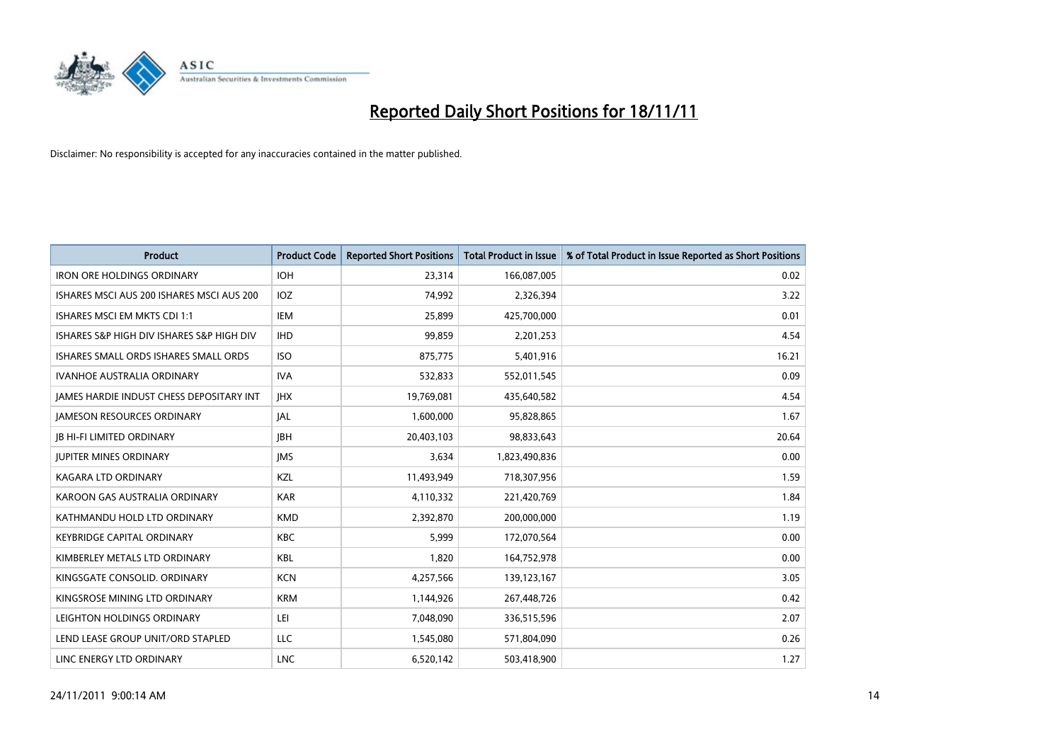# Reported Daily Short Positions for 18/11/11

Disclaimer: No responsibility is accepted for any inaccuracies contained in the matter published.

| Product | Product Code | Reported Short Positions | Total Product in Issue | % of Total Product in Issue Reported as Short Positions |
|---|---|---|---|---|
| IRON ORE HOLDINGS ORDINARY | IOH | 23,314 | 166,087,005 | 0.02 |
| ISHARES MSCI AUS 200 ISHARES MSCI AUS 200 | IOZ | 74,992 | 2,326,394 | 3.22 |
| ISHARES MSCI EM MKTS CDI 1:1 | IEM | 25,899 | 425,700,000 | 0.01 |
| ISHARES S&P HIGH DIV ISHARES S&P HIGH DIV | IHD | 99,859 | 2,201,253 | 4.54 |
| ISHARES SMALL ORDS ISHARES SMALL ORDS | ISO | 875,775 | 5,401,916 | 16.21 |
| IVANHOE AUSTRALIA ORDINARY | IVA | 532,833 | 552,011,545 | 0.09 |
| JAMES HARDIE INDUST CHESS DEPOSITARY INT | JHX | 19,769,081 | 435,640,582 | 4.54 |
| JAMESON RESOURCES ORDINARY | JAL | 1,600,000 | 95,828,865 | 1.67 |
| JB HI-FI LIMITED ORDINARY | JBH | 20,403,103 | 98,833,643 | 20.64 |
| JUPITER MINES ORDINARY | JMS | 3,634 | 1,823,490,836 | 0.00 |
| KAGARA LTD ORDINARY | KZL | 11,493,949 | 718,307,956 | 1.59 |
| KAROON GAS AUSTRALIA ORDINARY | KAR | 4,110,332 | 221,420,769 | 1.84 |
| KATHMANDU HOLD LTD ORDINARY | KMD | 2,392,870 | 200,000,000 | 1.19 |
| KEYBRIDGE CAPITAL ORDINARY | KBC | 5,999 | 172,070,564 | 0.00 |
| KIMBERLEY METALS LTD ORDINARY | KBL | 1,820 | 164,752,978 | 0.00 |
| KINGSGATE CONSOLID. ORDINARY | KCN | 4,257,566 | 139,123,167 | 3.05 |
| KINGSROSE MINING LTD ORDINARY | KRM | 1,144,926 | 267,448,726 | 0.42 |
| LEIGHTON HOLDINGS ORDINARY | LEI | 7,048,090 | 336,515,596 | 2.07 |
| LEND LEASE GROUP UNIT/ORD STAPLED | LLC | 1,545,080 | 571,804,090 | 0.26 |
| LINC ENERGY LTD ORDINARY | LNC | 6,520,142 | 503,418,900 | 1.27 |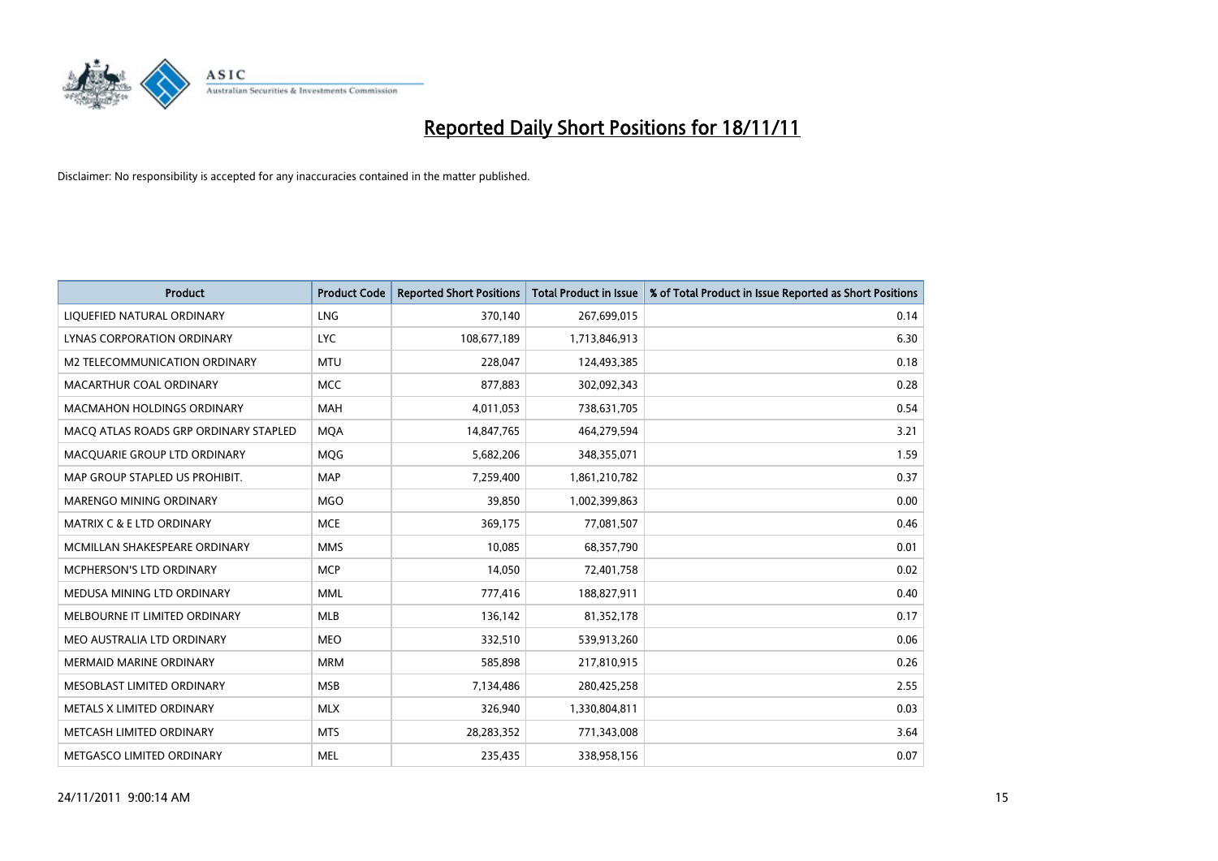# Reported Daily Short Positions for 18/11/11

Disclaimer: No responsibility is accepted for any inaccuracies contained in the matter published.

| Product | Product Code | Reported Short Positions | Total Product in Issue | % of Total Product in Issue Reported as Short Positions |
|---|---|---|---|---|
| LIQUEFIED NATURAL ORDINARY | LNG | 370,140 | 267,699,015 | 0.14 |
| LYNAS CORPORATION ORDINARY | LYC | 108,677,189 | 1,713,846,913 | 6.30 |
| M2 TELECOMMUNICATION ORDINARY | MTU | 228,047 | 124,493,385 | 0.18 |
| MACARTHUR COAL ORDINARY | MCC | 877,883 | 302,092,343 | 0.28 |
| MACMAHON HOLDINGS ORDINARY | MAH | 4,011,053 | 738,631,705 | 0.54 |
| MACQ ATLAS ROADS GRP ORDINARY STAPLED | MQA | 14,847,765 | 464,279,594 | 3.21 |
| MACQUARIE GROUP LTD ORDINARY | MQG | 5,682,206 | 348,355,071 | 1.59 |
| MAP GROUP STAPLED US PROHIBIT. | MAP | 7,259,400 | 1,861,210,782 | 0.37 |
| MARENGO MINING ORDINARY | MGO | 39,850 | 1,002,399,863 | 0.00 |
| MATRIX C & E LTD ORDINARY | MCE | 369,175 | 77,081,507 | 0.46 |
| MCMILLAN SHAKESPEARE ORDINARY | MMS | 10,085 | 68,357,790 | 0.01 |
| MCPHERSON'S LTD ORDINARY | MCP | 14,050 | 72,401,758 | 0.02 |
| MEDUSA MINING LTD ORDINARY | MML | 777,416 | 188,827,911 | 0.40 |
| MELBOURNE IT LIMITED ORDINARY | MLB | 136,142 | 81,352,178 | 0.17 |
| MEO AUSTRALIA LTD ORDINARY | MEO | 332,510 | 539,913,260 | 0.06 |
| MERMAID MARINE ORDINARY | MRM | 585,898 | 217,810,915 | 0.26 |
| MESOBLAST LIMITED ORDINARY | MSB | 7,134,486 | 280,425,258 | 2.55 |
| METALS X LIMITED ORDINARY | MLX | 326,940 | 1,330,804,811 | 0.03 |
| METCASH LIMITED ORDINARY | MTS | 28,283,352 | 771,343,008 | 3.64 |
| METGASCO LIMITED ORDINARY | MEL | 235,435 | 338,958,156 | 0.07 |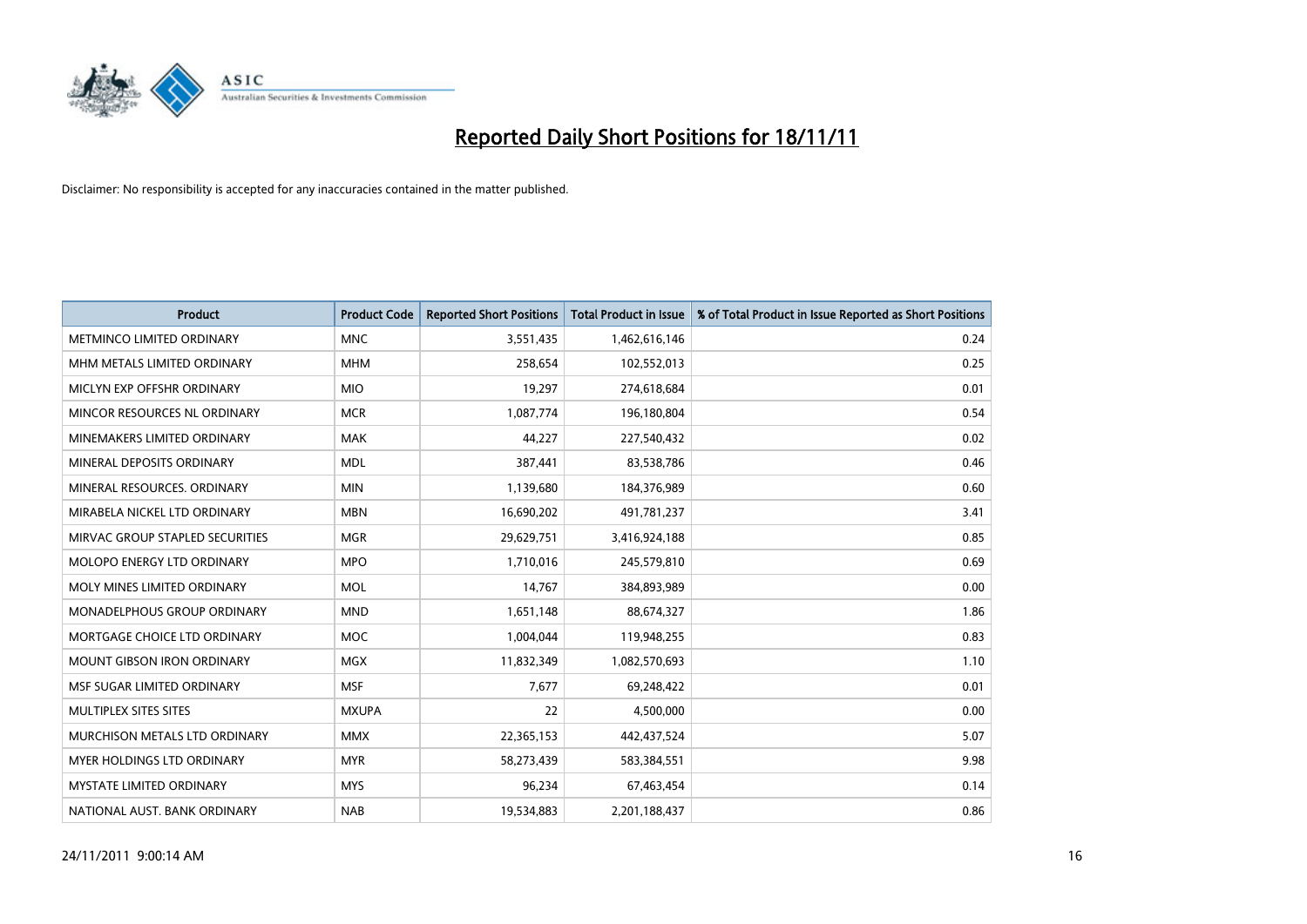# Reported Daily Short Positions for 18/11/11

Disclaimer: No responsibility is accepted for any inaccuracies contained in the matter published.

| Product | Product Code | Reported Short Positions | Total Product in Issue | % of Total Product in Issue Reported as Short Positions |
|---|---|---|---|---|
| METMINCO LIMITED ORDINARY | MNC | 3,551,435 | 1,462,616,146 | 0.24 |
| MHM METALS LIMITED ORDINARY | MHM | 258,654 | 102,552,013 | 0.25 |
| MICLYN EXP OFFSHR ORDINARY | MIO | 19,297 | 274,618,684 | 0.01 |
| MINCOR RESOURCES NL ORDINARY | MCR | 1,087,774 | 196,180,804 | 0.54 |
| MINEMAKERS LIMITED ORDINARY | MAK | 44,227 | 227,540,432 | 0.02 |
| MINERAL DEPOSITS ORDINARY | MDL | 387,441 | 83,538,786 | 0.46 |
| MINERAL RESOURCES. ORDINARY | MIN | 1,139,680 | 184,376,989 | 0.60 |
| MIRABELA NICKEL LTD ORDINARY | MBN | 16,690,202 | 491,781,237 | 3.41 |
| MIRVAC GROUP STAPLED SECURITIES | MGR | 29,629,751 | 3,416,924,188 | 0.85 |
| MOLOPO ENERGY LTD ORDINARY | MPO | 1,710,016 | 245,579,810 | 0.69 |
| MOLY MINES LIMITED ORDINARY | MOL | 14,767 | 384,893,989 | 0.00 |
| MONADELPHOUS GROUP ORDINARY | MND | 1,651,148 | 88,674,327 | 1.86 |
| MORTGAGE CHOICE LTD ORDINARY | MOC | 1,004,044 | 119,948,255 | 0.83 |
| MOUNT GIBSON IRON ORDINARY | MGX | 11,832,349 | 1,082,570,693 | 1.10 |
| MSF SUGAR LIMITED ORDINARY | MSF | 7,677 | 69,248,422 | 0.01 |
| MULTIPLEX SITES SITES | MXUPA | 22 | 4,500,000 | 0.00 |
| MURCHISON METALS LTD ORDINARY | MMX | 22,365,153 | 442,437,524 | 5.07 |
| MYER HOLDINGS LTD ORDINARY | MYR | 58,273,439 | 583,384,551 | 9.98 |
| MYSTATE LIMITED ORDINARY | MYS | 96,234 | 67,463,454 | 0.14 |
| NATIONAL AUST. BANK ORDINARY | NAB | 19,534,883 | 2,201,188,437 | 0.86 |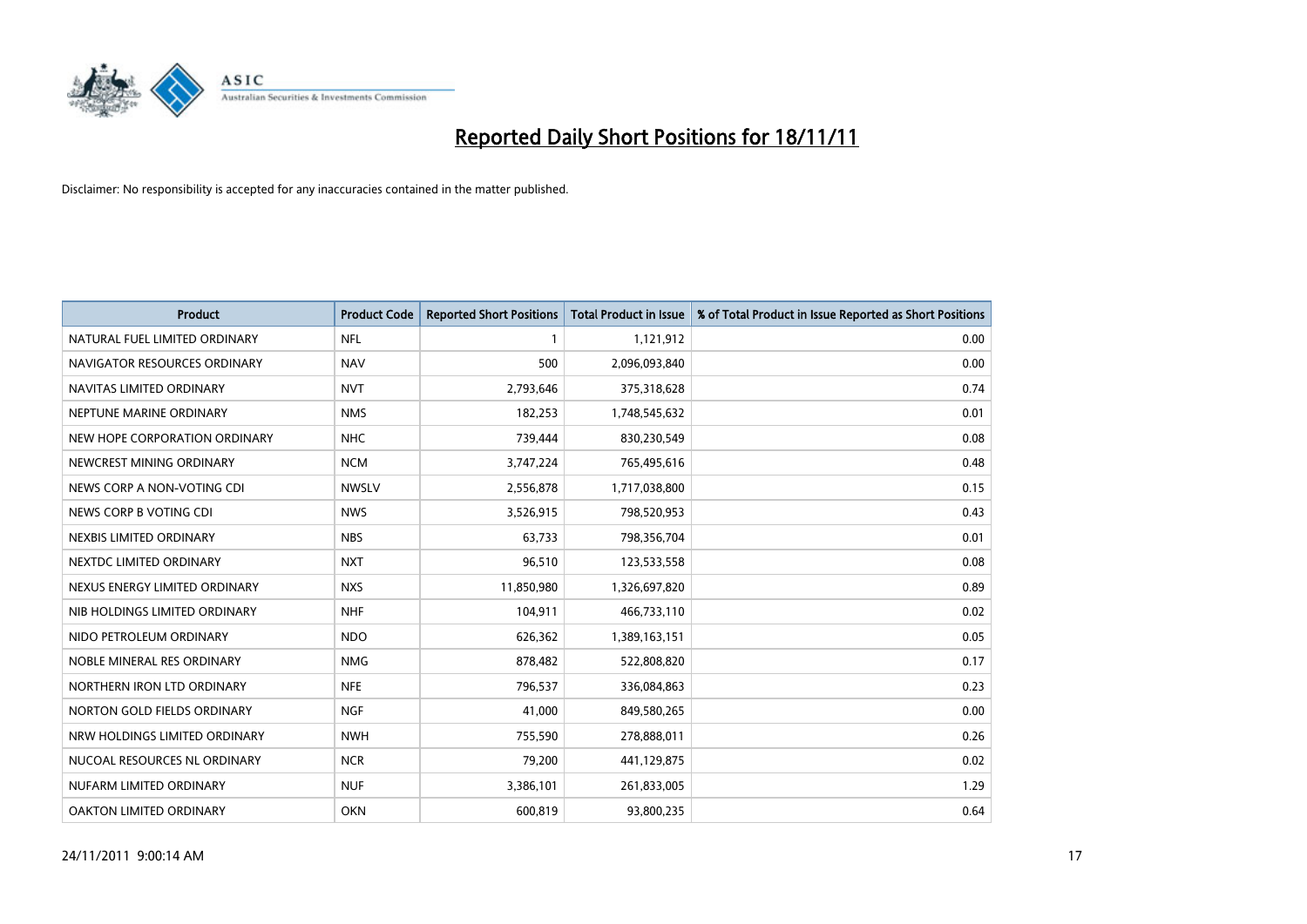# Reported Daily Short Positions for 18/11/11

Disclaimer: No responsibility is accepted for any inaccuracies contained in the matter published.

| Product | Product Code | Reported Short Positions | Total Product in Issue | % of Total Product in Issue Reported as Short Positions |
|---|---|---|---|---|
| NATURAL FUEL LIMITED ORDINARY | NFL | 1 | 1,121,912 | 0.00 |
| NAVIGATOR RESOURCES ORDINARY | NAV | 500 | 2,096,093,840 | 0.00 |
| NAVITAS LIMITED ORDINARY | NVT | 2,793,646 | 375,318,628 | 0.74 |
| NEPTUNE MARINE ORDINARY | NMS | 182,253 | 1,748,545,632 | 0.01 |
| NEW HOPE CORPORATION ORDINARY | NHC | 739,444 | 830,230,549 | 0.08 |
| NEWCREST MINING ORDINARY | NCM | 3,747,224 | 765,495,616 | 0.48 |
| NEWS CORP A NON-VOTING CDI | NWSLV | 2,556,878 | 1,717,038,800 | 0.15 |
| NEWS CORP B VOTING CDI | NWS | 3,526,915 | 798,520,953 | 0.43 |
| NEXBIS LIMITED ORDINARY | NBS | 63,733 | 798,356,704 | 0.01 |
| NEXTDC LIMITED ORDINARY | NXT | 96,510 | 123,533,558 | 0.08 |
| NEXUS ENERGY LIMITED ORDINARY | NXS | 11,850,980 | 1,326,697,820 | 0.89 |
| NIB HOLDINGS LIMITED ORDINARY | NHF | 104,911 | 466,733,110 | 0.02 |
| NIDO PETROLEUM ORDINARY | NDO | 626,362 | 1,389,163,151 | 0.05 |
| NOBLE MINERAL RES ORDINARY | NMG | 878,482 | 522,808,820 | 0.17 |
| NORTHERN IRON LTD ORDINARY | NFE | 796,537 | 336,084,863 | 0.23 |
| NORTON GOLD FIELDS ORDINARY | NGF | 41,000 | 849,580,265 | 0.00 |
| NRW HOLDINGS LIMITED ORDINARY | NWH | 755,590 | 278,888,011 | 0.26 |
| NUCOAL RESOURCES NL ORDINARY | NCR | 79,200 | 441,129,875 | 0.02 |
| NUFARM LIMITED ORDINARY | NUF | 3,386,101 | 261,833,005 | 1.29 |
| OAKTON LIMITED ORDINARY | OKN | 600,819 | 93,800,235 | 0.64 |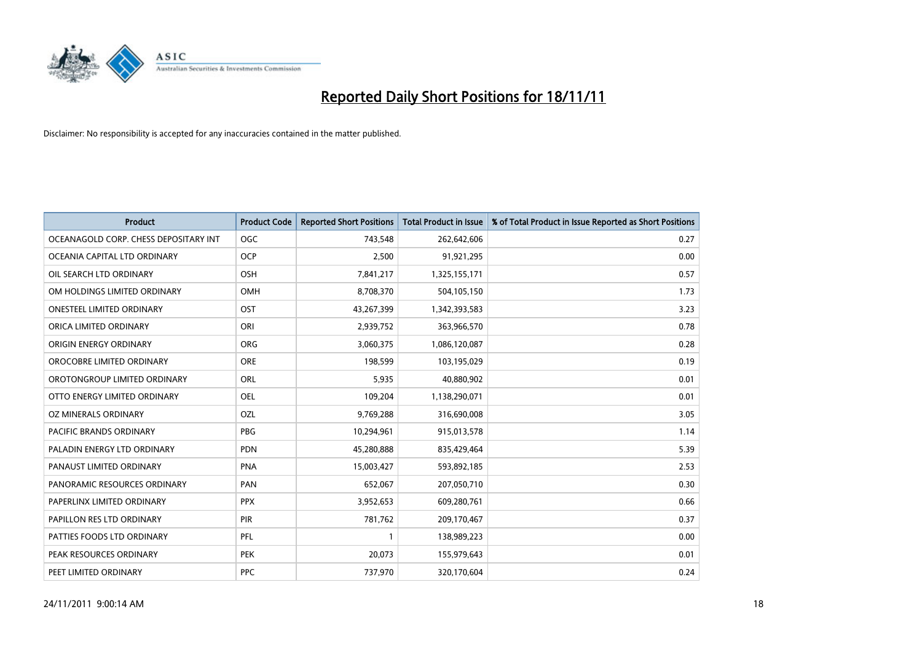# Reported Daily Short Positions for 18/11/11

Disclaimer: No responsibility is accepted for any inaccuracies contained in the matter published.

| Product | Product Code | Reported Short Positions | Total Product in Issue | % of Total Product in Issue Reported as Short Positions |
|---|---|---|---|---|
| OCEANAGOLD CORP. CHESS DEPOSITARY INT | OGC | 743,548 | 262,642,606 | 0.27 |
| OCEANIA CAPITAL LTD ORDINARY | OCP | 2,500 | 91,921,295 | 0.00 |
| OIL SEARCH LTD ORDINARY | OSH | 7,841,217 | 1,325,155,171 | 0.57 |
| OM HOLDINGS LIMITED ORDINARY | OMH | 8,708,370 | 504,105,150 | 1.73 |
| ONESTEEL LIMITED ORDINARY | OST | 43,267,399 | 1,342,393,583 | 3.23 |
| ORICA LIMITED ORDINARY | ORI | 2,939,752 | 363,966,570 | 0.78 |
| ORIGIN ENERGY ORDINARY | ORG | 3,060,375 | 1,086,120,087 | 0.28 |
| OROCOBRE LIMITED ORDINARY | ORE | 198,599 | 103,195,029 | 0.19 |
| OROTONGROUP LIMITED ORDINARY | ORL | 5,935 | 40,880,902 | 0.01 |
| OTTO ENERGY LIMITED ORDINARY | OEL | 109,204 | 1,138,290,071 | 0.01 |
| OZ MINERALS ORDINARY | OZL | 9,769,288 | 316,690,008 | 3.05 |
| PACIFIC BRANDS ORDINARY | PBG | 10,294,961 | 915,013,578 | 1.14 |
| PALADIN ENERGY LTD ORDINARY | PDN | 45,280,888 | 835,429,464 | 5.39 |
| PANAUST LIMITED ORDINARY | PNA | 15,003,427 | 593,892,185 | 2.53 |
| PANORAMIC RESOURCES ORDINARY | PAN | 652,067 | 207,050,710 | 0.30 |
| PAPERLINX LIMITED ORDINARY | PPX | 3,952,653 | 609,280,761 | 0.66 |
| PAPILLON RES LTD ORDINARY | PIR | 781,762 | 209,170,467 | 0.37 |
| PATTIES FOODS LTD ORDINARY | PFL | 1 | 138,989,223 | 0.00 |
| PEAK RESOURCES ORDINARY | PEK | 20,073 | 155,979,643 | 0.01 |
| PEET LIMITED ORDINARY | PPC | 737,970 | 320,170,604 | 0.24 |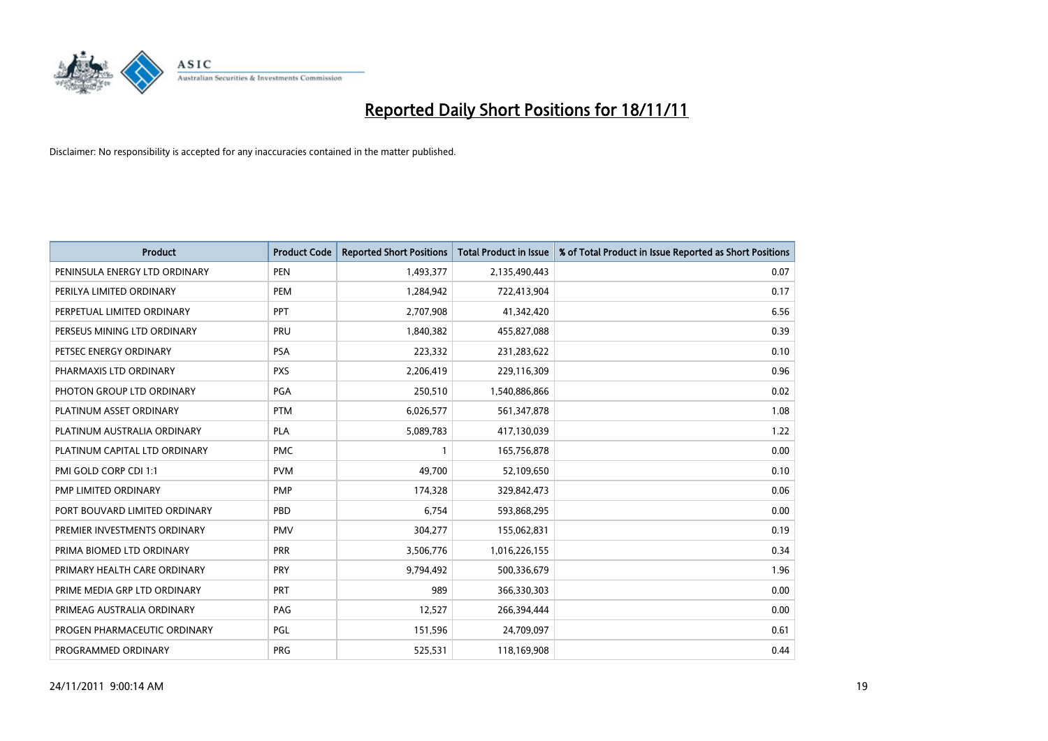# Reported Daily Short Positions for 18/11/11

Disclaimer: No responsibility is accepted for any inaccuracies contained in the matter published.

| Product | Product Code | Reported Short Positions | Total Product in Issue | % of Total Product in Issue Reported as Short Positions |
|---|---|---|---|---|
| PENINSULA ENERGY LTD ORDINARY | PEN | 1,493,377 | 2,135,490,443 | 0.07 |
| PERILYA LIMITED ORDINARY | PEM | 1,284,942 | 722,413,904 | 0.17 |
| PERPETUAL LIMITED ORDINARY | PPT | 2,707,908 | 41,342,420 | 6.56 |
| PERSEUS MINING LTD ORDINARY | PRU | 1,840,382 | 455,827,088 | 0.39 |
| PETSEC ENERGY ORDINARY | PSA | 223,332 | 231,283,622 | 0.10 |
| PHARMAXIS LTD ORDINARY | PXS | 2,206,419 | 229,116,309 | 0.96 |
| PHOTON GROUP LTD ORDINARY | PGA | 250,510 | 1,540,886,866 | 0.02 |
| PLATINUM ASSET ORDINARY | PTM | 6,026,577 | 561,347,878 | 1.08 |
| PLATINUM AUSTRALIA ORDINARY | PLA | 5,089,783 | 417,130,039 | 1.22 |
| PLATINUM CAPITAL LTD ORDINARY | PMC | 1 | 165,756,878 | 0.00 |
| PMI GOLD CORP CDI 1:1 | PVM | 49,700 | 52,109,650 | 0.10 |
| PMP LIMITED ORDINARY | PMP | 174,328 | 329,842,473 | 0.06 |
| PORT BOUVARD LIMITED ORDINARY | PBD | 6,754 | 593,868,295 | 0.00 |
| PREMIER INVESTMENTS ORDINARY | PMV | 304,277 | 155,062,831 | 0.19 |
| PRIMA BIOMED LTD ORDINARY | PRR | 3,506,776 | 1,016,226,155 | 0.34 |
| PRIMARY HEALTH CARE ORDINARY | PRY | 9,794,492 | 500,336,679 | 1.96 |
| PRIME MEDIA GRP LTD ORDINARY | PRT | 989 | 366,330,303 | 0.00 |
| PRIMEAG AUSTRALIA ORDINARY | PAG | 12,527 | 266,394,444 | 0.00 |
| PROGEN PHARMACEUTIC ORDINARY | PGL | 151,596 | 24,709,097 | 0.61 |
| PROGRAMMED ORDINARY | PRG | 525,531 | 118,169,908 | 0.44 |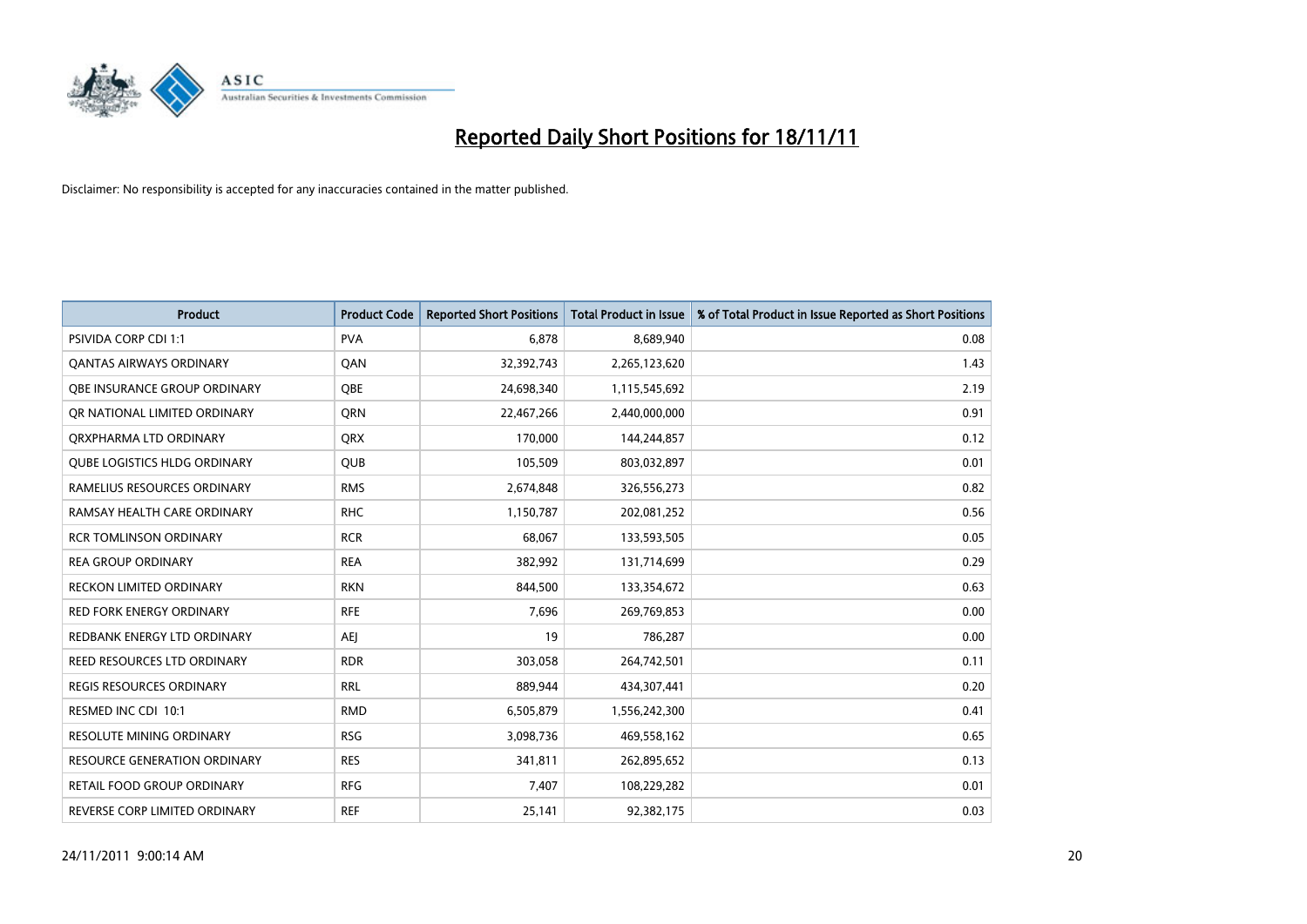# Reported Daily Short Positions for 18/11/11

Disclaimer: No responsibility is accepted for any inaccuracies contained in the matter published.

| Product | Product Code | Reported Short Positions | Total Product in Issue | % of Total Product in Issue Reported as Short Positions |
|---|---|---|---|---|
| PSIVIDA CORP CDI 1:1 | PVA | 6,878 | 8,689,940 | 0.08 |
| QANTAS AIRWAYS ORDINARY | QAN | 32,392,743 | 2,265,123,620 | 1.43 |
| QBE INSURANCE GROUP ORDINARY | QBE | 24,698,340 | 1,115,545,692 | 2.19 |
| QR NATIONAL LIMITED ORDINARY | QRN | 22,467,266 | 2,440,000,000 | 0.91 |
| QRXPHARMA LTD ORDINARY | QRX | 170,000 | 144,244,857 | 0.12 |
| QUBE LOGISTICS HLDG ORDINARY | QUB | 105,509 | 803,032,897 | 0.01 |
| RAMELIUS RESOURCES ORDINARY | RMS | 2,674,848 | 326,556,273 | 0.82 |
| RAMSAY HEALTH CARE ORDINARY | RHC | 1,150,787 | 202,081,252 | 0.56 |
| RCR TOMLINSON ORDINARY | RCR | 68,067 | 133,593,505 | 0.05 |
| REA GROUP ORDINARY | REA | 382,992 | 131,714,699 | 0.29 |
| RECKON LIMITED ORDINARY | RKN | 844,500 | 133,354,672 | 0.63 |
| RED FORK ENERGY ORDINARY | RFE | 7,696 | 269,769,853 | 0.00 |
| REDBANK ENERGY LTD ORDINARY | AEJ | 19 | 786,287 | 0.00 |
| REED RESOURCES LTD ORDINARY | RDR | 303,058 | 264,742,501 | 0.11 |
| REGIS RESOURCES ORDINARY | RRL | 889,944 | 434,307,441 | 0.20 |
| RESMED INC CDI 10:1 | RMD | 6,505,879 | 1,556,242,300 | 0.41 |
| RESOLUTE MINING ORDINARY | RSG | 3,098,736 | 469,558,162 | 0.65 |
| RESOURCE GENERATION ORDINARY | RES | 341,811 | 262,895,652 | 0.13 |
| RETAIL FOOD GROUP ORDINARY | RFG | 7,407 | 108,229,282 | 0.01 |
| REVERSE CORP LIMITED ORDINARY | REF | 25,141 | 92,382,175 | 0.03 |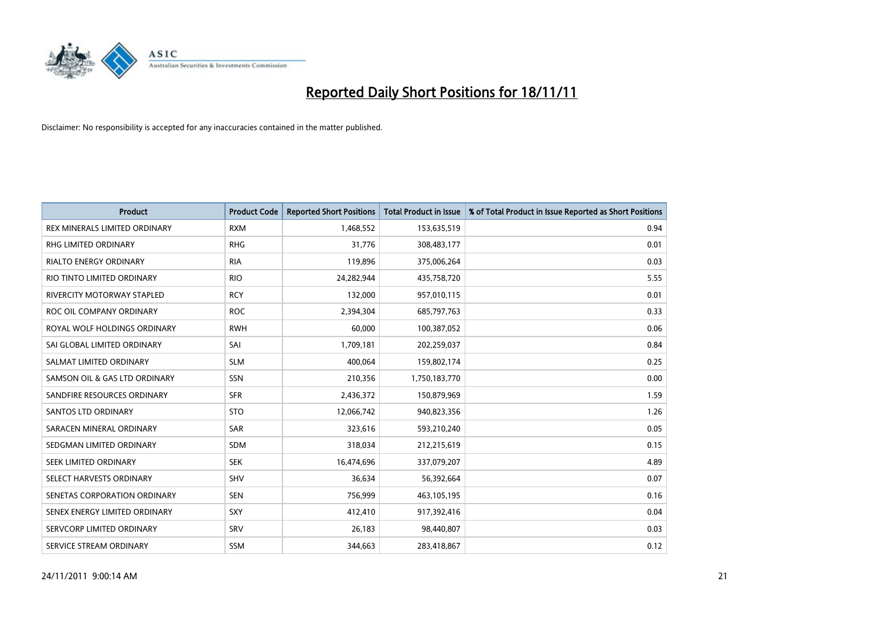# Reported Daily Short Positions for 18/11/11

Disclaimer: No responsibility is accepted for any inaccuracies contained in the matter published.

| Product | Product Code | Reported Short Positions | Total Product in Issue | % of Total Product in Issue Reported as Short Positions |
|---|---|---|---|---|
| REX MINERALS LIMITED ORDINARY | RXM | 1,468,552 | 153,635,519 | 0.94 |
| RHG LIMITED ORDINARY | RHG | 31,776 | 308,483,177 | 0.01 |
| RIALTO ENERGY ORDINARY | RIA | 119,896 | 375,006,264 | 0.03 |
| RIO TINTO LIMITED ORDINARY | RIO | 24,282,944 | 435,758,720 | 5.55 |
| RIVERCITY MOTORWAY STAPLED | RCY | 132,000 | 957,010,115 | 0.01 |
| ROC OIL COMPANY ORDINARY | ROC | 2,394,304 | 685,797,763 | 0.33 |
| ROYAL WOLF HOLDINGS ORDINARY | RWH | 60,000 | 100,387,052 | 0.06 |
| SAI GLOBAL LIMITED ORDINARY | SAI | 1,709,181 | 202,259,037 | 0.84 |
| SALMAT LIMITED ORDINARY | SLM | 400,064 | 159,802,174 | 0.25 |
| SAMSON OIL & GAS LTD ORDINARY | SSN | 210,356 | 1,750,183,770 | 0.00 |
| SANDFIRE RESOURCES ORDINARY | SFR | 2,436,372 | 150,879,969 | 1.59 |
| SANTOS LTD ORDINARY | STO | 12,066,742 | 940,823,356 | 1.26 |
| SARACEN MINERAL ORDINARY | SAR | 323,616 | 593,210,240 | 0.05 |
| SEDGMAN LIMITED ORDINARY | SDM | 318,034 | 212,215,619 | 0.15 |
| SEEK LIMITED ORDINARY | SEK | 16,474,696 | 337,079,207 | 4.89 |
| SELECT HARVESTS ORDINARY | SHV | 36,634 | 56,392,664 | 0.07 |
| SENETAS CORPORATION ORDINARY | SEN | 756,999 | 463,105,195 | 0.16 |
| SENEX ENERGY LIMITED ORDINARY | SXY | 412,410 | 917,392,416 | 0.04 |
| SERVCORP LIMITED ORDINARY | SRV | 26,183 | 98,440,807 | 0.03 |
| SERVICE STREAM ORDINARY | SSM | 344,663 | 283,418,867 | 0.12 |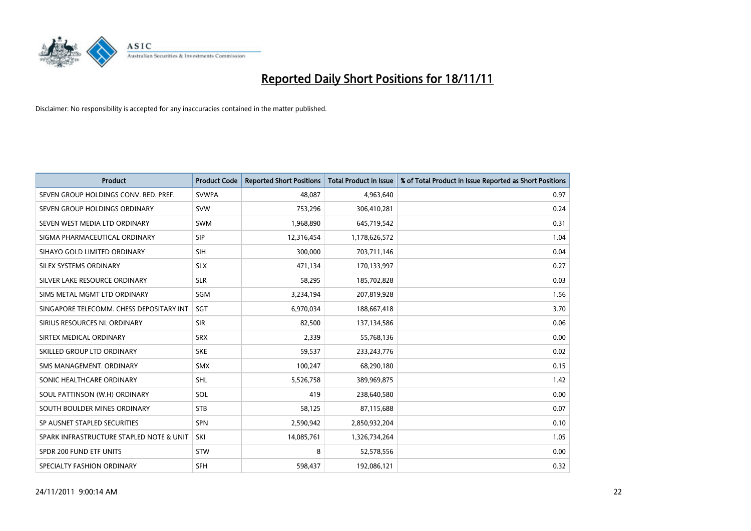# Reported Daily Short Positions for 18/11/11

Disclaimer: No responsibility is accepted for any inaccuracies contained in the matter published.

| Product | Product Code | Reported Short Positions | Total Product in Issue | % of Total Product in Issue Reported as Short Positions |
|---|---|---|---|---|
| SEVEN GROUP HOLDINGS CONV. RED. PREF. | SVWPA | 48,087 | 4,963,640 | 0.97 |
| SEVEN GROUP HOLDINGS ORDINARY | SVW | 753,296 | 306,410,281 | 0.24 |
| SEVEN WEST MEDIA LTD ORDINARY | SWM | 1,968,890 | 645,719,542 | 0.31 |
| SIGMA PHARMACEUTICAL ORDINARY | SIP | 12,316,454 | 1,178,626,572 | 1.04 |
| SIHAYO GOLD LIMITED ORDINARY | SIH | 300,000 | 703,711,146 | 0.04 |
| SILEX SYSTEMS ORDINARY | SLX | 471,134 | 170,133,997 | 0.27 |
| SILVER LAKE RESOURCE ORDINARY | SLR | 58,295 | 185,702,828 | 0.03 |
| SIMS METAL MGMT LTD ORDINARY | SGM | 3,234,194 | 207,819,928 | 1.56 |
| SINGAPORE TELECOMM. CHESS DEPOSITARY INT | SGT | 6,970,034 | 188,667,418 | 3.70 |
| SIRIUS RESOURCES NL ORDINARY | SIR | 82,500 | 137,134,586 | 0.06 |
| SIRTEX MEDICAL ORDINARY | SRX | 2,339 | 55,768,136 | 0.00 |
| SKILLED GROUP LTD ORDINARY | SKE | 59,537 | 233,243,776 | 0.02 |
| SMS MANAGEMENT. ORDINARY | SMX | 100,247 | 68,290,180 | 0.15 |
| SONIC HEALTHCARE ORDINARY | SHL | 5,526,758 | 389,969,875 | 1.42 |
| SOUL PATTINSON (W.H) ORDINARY | SOL | 419 | 238,640,580 | 0.00 |
| SOUTH BOULDER MINES ORDINARY | STB | 58,125 | 87,115,688 | 0.07 |
| SP AUSNET STAPLED SECURITIES | SPN | 2,590,942 | 2,850,932,204 | 0.10 |
| SPARK INFRASTRUCTURE STAPLED NOTE & UNIT | SKI | 14,085,761 | 1,326,734,264 | 1.05 |
| SPDR 200 FUND ETF UNITS | STW | 8 | 52,578,556 | 0.00 |
| SPECIALTY FASHION ORDINARY | SFH | 598,437 | 192,086,121 | 0.32 |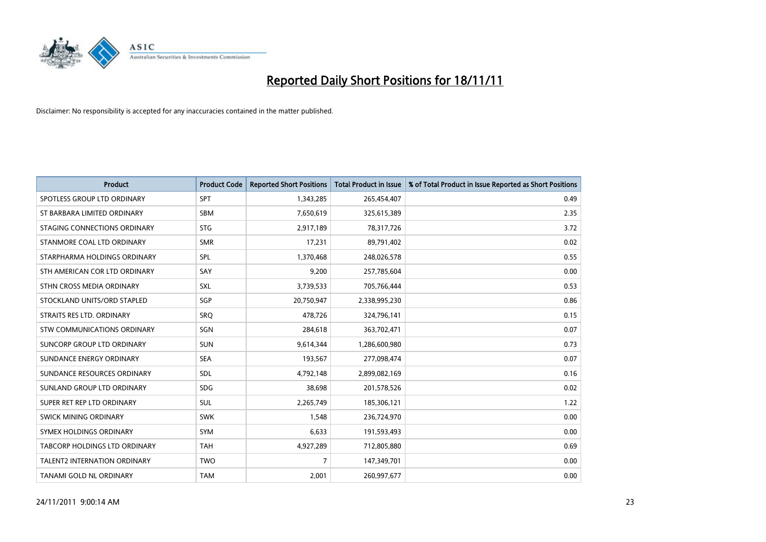# Reported Daily Short Positions for 18/11/11

Disclaimer: No responsibility is accepted for any inaccuracies contained in the matter published.

| Product | Product Code | Reported Short Positions | Total Product in Issue | % of Total Product in Issue Reported as Short Positions |
|---|---|---|---|---|
| SPOTLESS GROUP LTD ORDINARY | SPT | 1,343,285 | 265,454,407 | 0.49 |
| ST BARBARA LIMITED ORDINARY | SBM | 7,650,619 | 325,615,389 | 2.35 |
| STAGING CONNECTIONS ORDINARY | STG | 2,917,189 | 78,317,726 | 3.72 |
| STANMORE COAL LTD ORDINARY | SMR | 17,231 | 89,791,402 | 0.02 |
| STARPHARMA HOLDINGS ORDINARY | SPL | 1,370,468 | 248,026,578 | 0.55 |
| STH AMERICAN COR LTD ORDINARY | SAY | 9,200 | 257,785,604 | 0.00 |
| STHN CROSS MEDIA ORDINARY | SXL | 3,739,533 | 705,766,444 | 0.53 |
| STOCKLAND UNITS/ORD STAPLED | SGP | 20,750,947 | 2,338,995,230 | 0.86 |
| STRAITS RES LTD. ORDINARY | SRQ | 478,726 | 324,796,141 | 0.15 |
| STW COMMUNICATIONS ORDINARY | SGN | 284,618 | 363,702,471 | 0.07 |
| SUNCORP GROUP LTD ORDINARY | SUN | 9,614,344 | 1,286,600,980 | 0.73 |
| SUNDANCE ENERGY ORDINARY | SEA | 193,567 | 277,098,474 | 0.07 |
| SUNDANCE RESOURCES ORDINARY | SDL | 4,792,148 | 2,899,082,169 | 0.16 |
| SUNLAND GROUP LTD ORDINARY | SDG | 38,698 | 201,578,526 | 0.02 |
| SUPER RET REP LTD ORDINARY | SUL | 2,265,749 | 185,306,121 | 1.22 |
| SWICK MINING ORDINARY | SWK | 1,548 | 236,724,970 | 0.00 |
| SYMEX HOLDINGS ORDINARY | SYM | 6,633 | 191,593,493 | 0.00 |
| TABCORP HOLDINGS LTD ORDINARY | TAH | 4,927,289 | 712,805,880 | 0.69 |
| TALENT2 INTERNATION ORDINARY | TWO | 7 | 147,349,701 | 0.00 |
| TANAMI GOLD NL ORDINARY | TAM | 2,001 | 260,997,677 | 0.00 |

24/11/2011 9:00:14 AM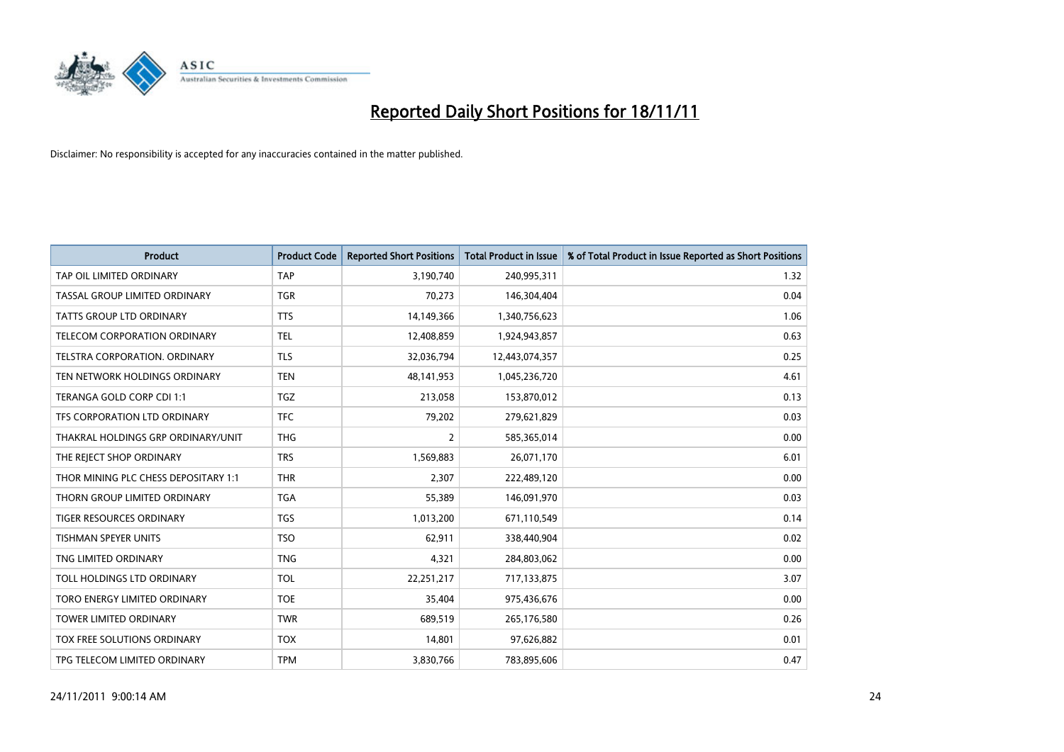# Reported Daily Short Positions for 18/11/11

Disclaimer: No responsibility is accepted for any inaccuracies contained in the matter published.

| Product | Product Code | Reported Short Positions | Total Product in Issue | % of Total Product in Issue Reported as Short Positions |
|---|---|---|---|---|
| TAP OIL LIMITED ORDINARY | TAP | 3,190,740 | 240,995,311 | 1.32 |
| TASSAL GROUP LIMITED ORDINARY | TGR | 70,273 | 146,304,404 | 0.04 |
| TATTS GROUP LTD ORDINARY | TTS | 14,149,366 | 1,340,756,623 | 1.06 |
| TELECOM CORPORATION ORDINARY | TEL | 12,408,859 | 1,924,943,857 | 0.63 |
| TELSTRA CORPORATION. ORDINARY | TLS | 32,036,794 | 12,443,074,357 | 0.25 |
| TEN NETWORK HOLDINGS ORDINARY | TEN | 48,141,953 | 1,045,236,720 | 4.61 |
| TERANGA GOLD CORP CDI 1:1 | TGZ | 213,058 | 153,870,012 | 0.13 |
| TFS CORPORATION LTD ORDINARY | TFC | 79,202 | 279,621,829 | 0.03 |
| THAKRAL HOLDINGS GRP ORDINARY/UNIT | THG | 2 | 585,365,014 | 0.00 |
| THE REJECT SHOP ORDINARY | TRS | 1,569,883 | 26,071,170 | 6.01 |
| THOR MINING PLC CHESS DEPOSITARY 1:1 | THR | 2,307 | 222,489,120 | 0.00 |
| THORN GROUP LIMITED ORDINARY | TGA | 55,389 | 146,091,970 | 0.03 |
| TIGER RESOURCES ORDINARY | TGS | 1,013,200 | 671,110,549 | 0.14 |
| TISHMAN SPEYER UNITS | TSO | 62,911 | 338,440,904 | 0.02 |
| TNG LIMITED ORDINARY | TNG | 4,321 | 284,803,062 | 0.00 |
| TOLL HOLDINGS LTD ORDINARY | TOL | 22,251,217 | 717,133,875 | 3.07 |
| TORO ENERGY LIMITED ORDINARY | TOE | 35,404 | 975,436,676 | 0.00 |
| TOWER LIMITED ORDINARY | TWR | 689,519 | 265,176,580 | 0.26 |
| TOX FREE SOLUTIONS ORDINARY | TOX | 14,801 | 97,626,882 | 0.01 |
| TPG TELECOM LIMITED ORDINARY | TPM | 3,830,766 | 783,895,606 | 0.47 |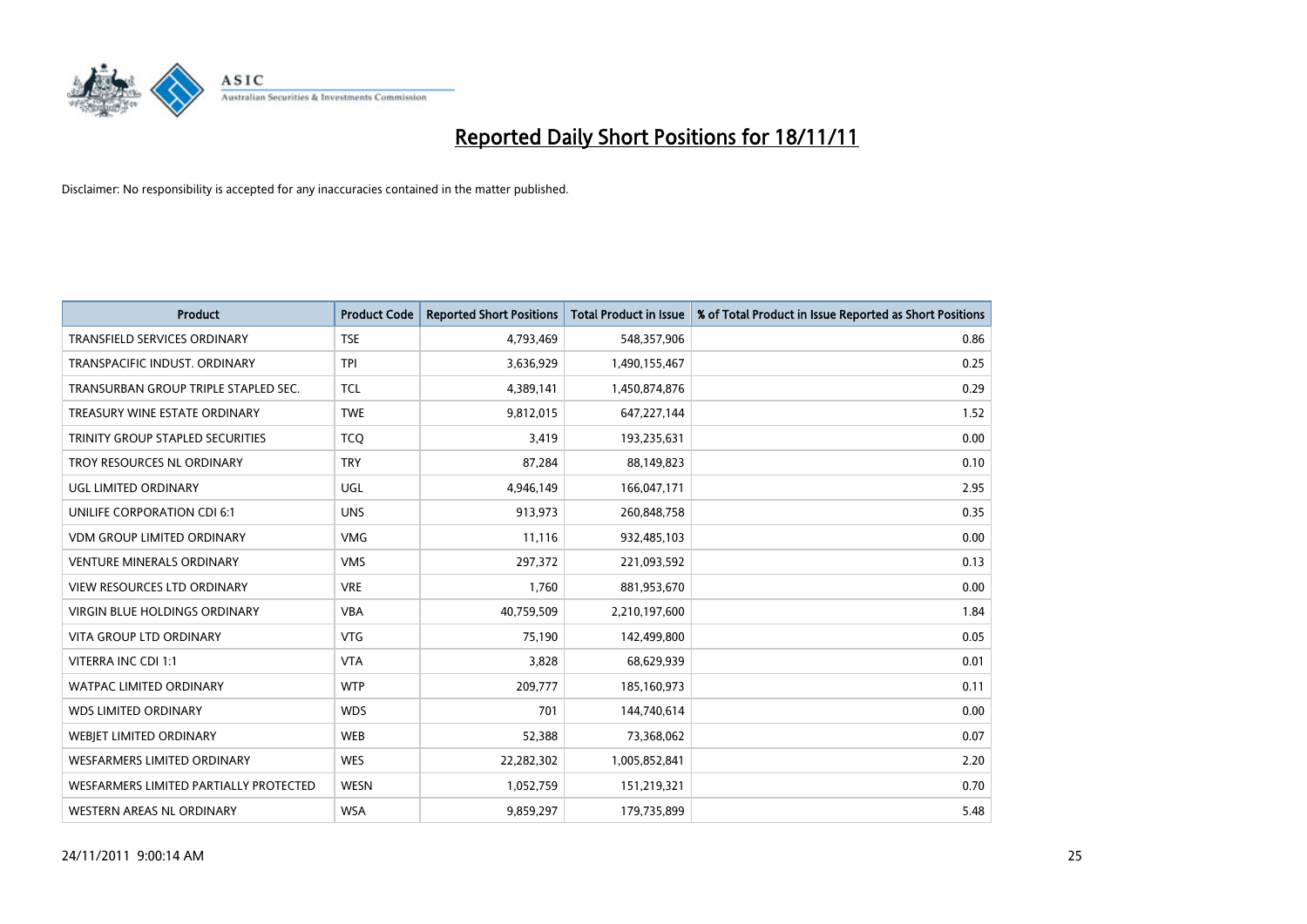# Reported Daily Short Positions for 18/11/11

Disclaimer: No responsibility is accepted for any inaccuracies contained in the matter published.

| Product | Product Code | Reported Short Positions | Total Product in Issue | % of Total Product in Issue Reported as Short Positions |
|---|---|---|---|---|
| TRANSFIELD SERVICES ORDINARY | TSE | 4,793,469 | 548,357,906 | 0.86 |
| TRANSPACIFIC INDUST. ORDINARY | TPI | 3,636,929 | 1,490,155,467 | 0.25 |
| TRANSURBAN GROUP TRIPLE STAPLED SEC. | TCL | 4,389,141 | 1,450,874,876 | 0.29 |
| TREASURY WINE ESTATE ORDINARY | TWE | 9,812,015 | 647,227,144 | 1.52 |
| TRINITY GROUP STAPLED SECURITIES | TCQ | 3,419 | 193,235,631 | 0.00 |
| TROY RESOURCES NL ORDINARY | TRY | 87,284 | 88,149,823 | 0.10 |
| UGL LIMITED ORDINARY | UGL | 4,946,149 | 166,047,171 | 2.95 |
| UNILIFE CORPORATION CDI 6:1 | UNS | 913,973 | 260,848,758 | 0.35 |
| VDM GROUP LIMITED ORDINARY | VMG | 11,116 | 932,485,103 | 0.00 |
| VENTURE MINERALS ORDINARY | VMS | 297,372 | 221,093,592 | 0.13 |
| VIEW RESOURCES LTD ORDINARY | VRE | 1,760 | 881,953,670 | 0.00 |
| VIRGIN BLUE HOLDINGS ORDINARY | VBA | 40,759,509 | 2,210,197,600 | 1.84 |
| VITA GROUP LTD ORDINARY | VTG | 75,190 | 142,499,800 | 0.05 |
| VITERRA INC CDI 1:1 | VTA | 3,828 | 68,629,939 | 0.01 |
| WATPAC LIMITED ORDINARY | WTP | 209,777 | 185,160,973 | 0.11 |
| WDS LIMITED ORDINARY | WDS | 701 | 144,740,614 | 0.00 |
| WEBJET LIMITED ORDINARY | WEB | 52,388 | 73,368,062 | 0.07 |
| WESFARMERS LIMITED ORDINARY | WES | 22,282,302 | 1,005,852,841 | 2.20 |
| WESFARMERS LIMITED PARTIALLY PROTECTED | WESN | 1,052,759 | 151,219,321 | 0.70 |
| WESTERN AREAS NL ORDINARY | WSA | 9,859,297 | 179,735,899 | 5.48 |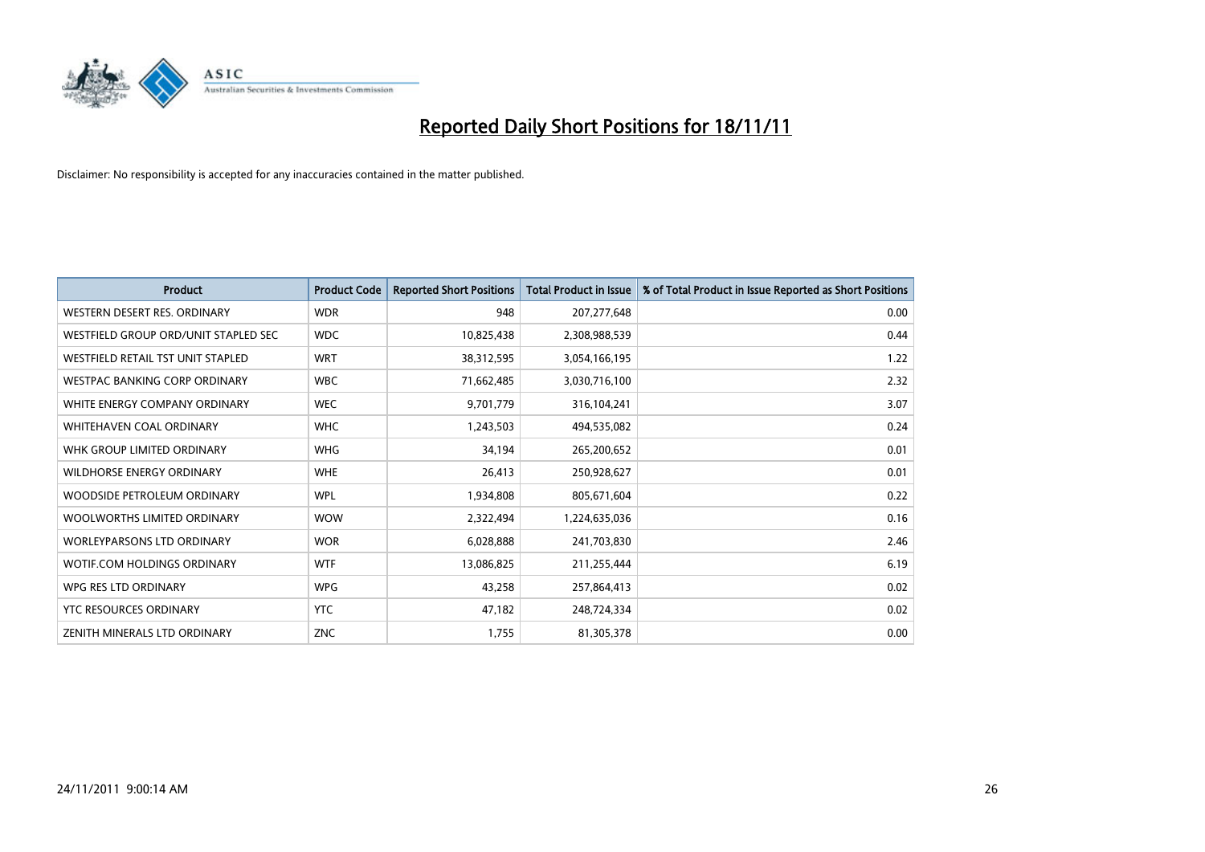# Reported Daily Short Positions for 18/11/11

Disclaimer: No responsibility is accepted for any inaccuracies contained in the matter published.

| Product | Product Code | Reported Short Positions | Total Product in Issue | % of Total Product in Issue Reported as Short Positions |
|---|---|---|---|---|
| WESTERN DESERT RES. ORDINARY | WDR | 948 | 207,277,648 | 0.00 |
| WESTFIELD GROUP ORD/UNIT STAPLED SEC | WDC | 10,825,438 | 2,308,988,539 | 0.44 |
| WESTFIELD RETAIL TST UNIT STAPLED | WRT | 38,312,595 | 3,054,166,195 | 1.22 |
| WESTPAC BANKING CORP ORDINARY | WBC | 71,662,485 | 3,030,716,100 | 2.32 |
| WHITE ENERGY COMPANY ORDINARY | WEC | 9,701,779 | 316,104,241 | 3.07 |
| WHITEHAVEN COAL ORDINARY | WHC | 1,243,503 | 494,535,082 | 0.24 |
| WHK GROUP LIMITED ORDINARY | WHG | 34,194 | 265,200,652 | 0.01 |
| WILDHORSE ENERGY ORDINARY | WHE | 26,413 | 250,928,627 | 0.01 |
| WOODSIDE PETROLEUM ORDINARY | WPL | 1,934,808 | 805,671,604 | 0.22 |
| WOOLWORTHS LIMITED ORDINARY | WOW | 2,322,494 | 1,224,635,036 | 0.16 |
| WORLEYPARSONS LTD ORDINARY | WOR | 6,028,888 | 241,703,830 | 2.46 |
| WOTIF.COM HOLDINGS ORDINARY | WTF | 13,086,825 | 211,255,444 | 6.19 |
| WPG RES LTD ORDINARY | WPG | 43,258 | 257,864,413 | 0.02 |
| YTC RESOURCES ORDINARY | YTC | 47,182 | 248,724,334 | 0.02 |
| ZENITH MINERALS LTD ORDINARY | ZNC | 1,755 | 81,305,378 | 0.00 |